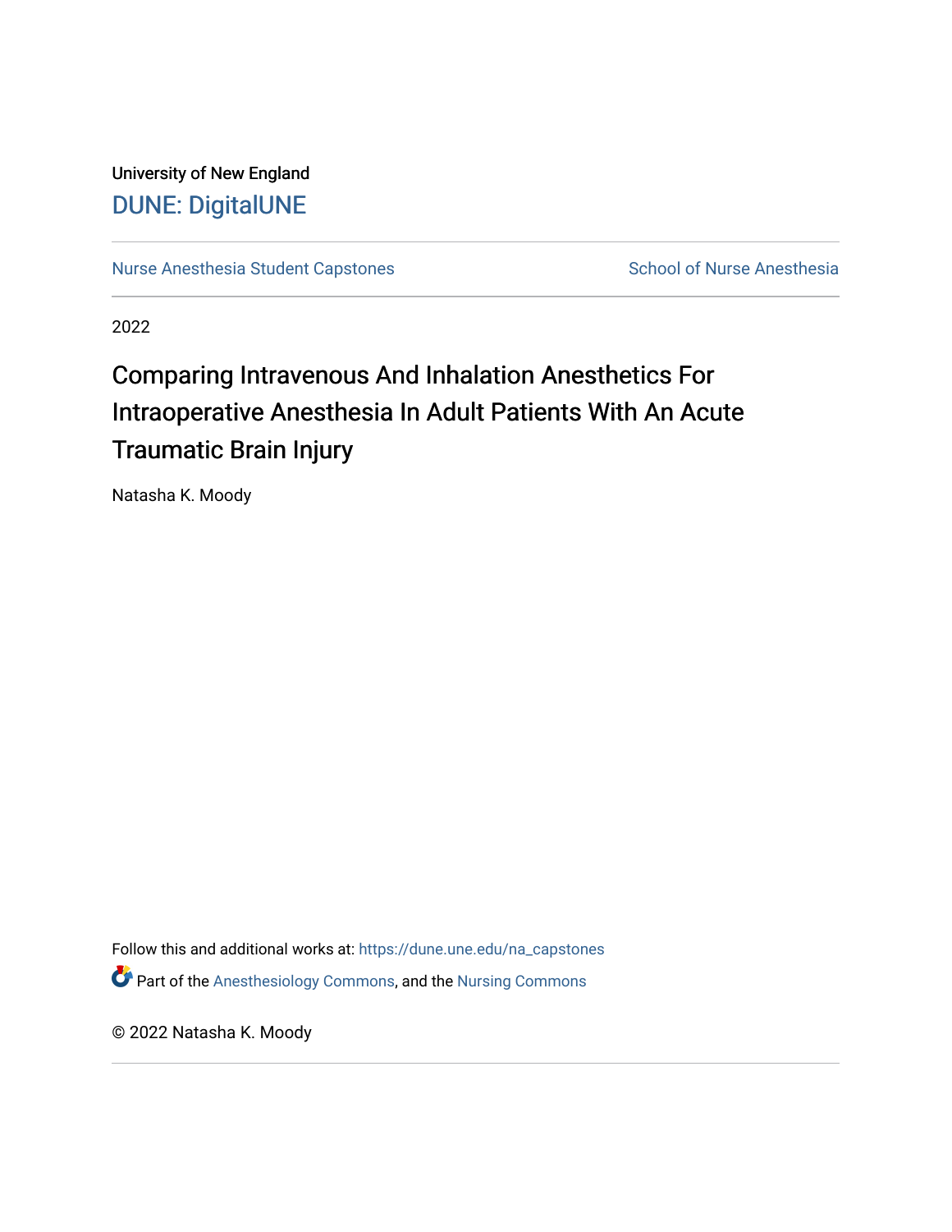University of New England

DUNE: DigitalUNE

Nurse Anesthesia Student Capstones

School of Nurse Anesthesia

2022

# Comparing Intravenous And Inhalation Anesthetics For Intraoperative Anesthesia In Adult Patients With An Acute Traumatic Brain Injury

Natasha K. Moody

Follow this and additional works at: https://dune.une.edu/na_capstones

Part of the Anesthesiology Commons, and the Nursing Commons

© 2022 Natasha K. Moody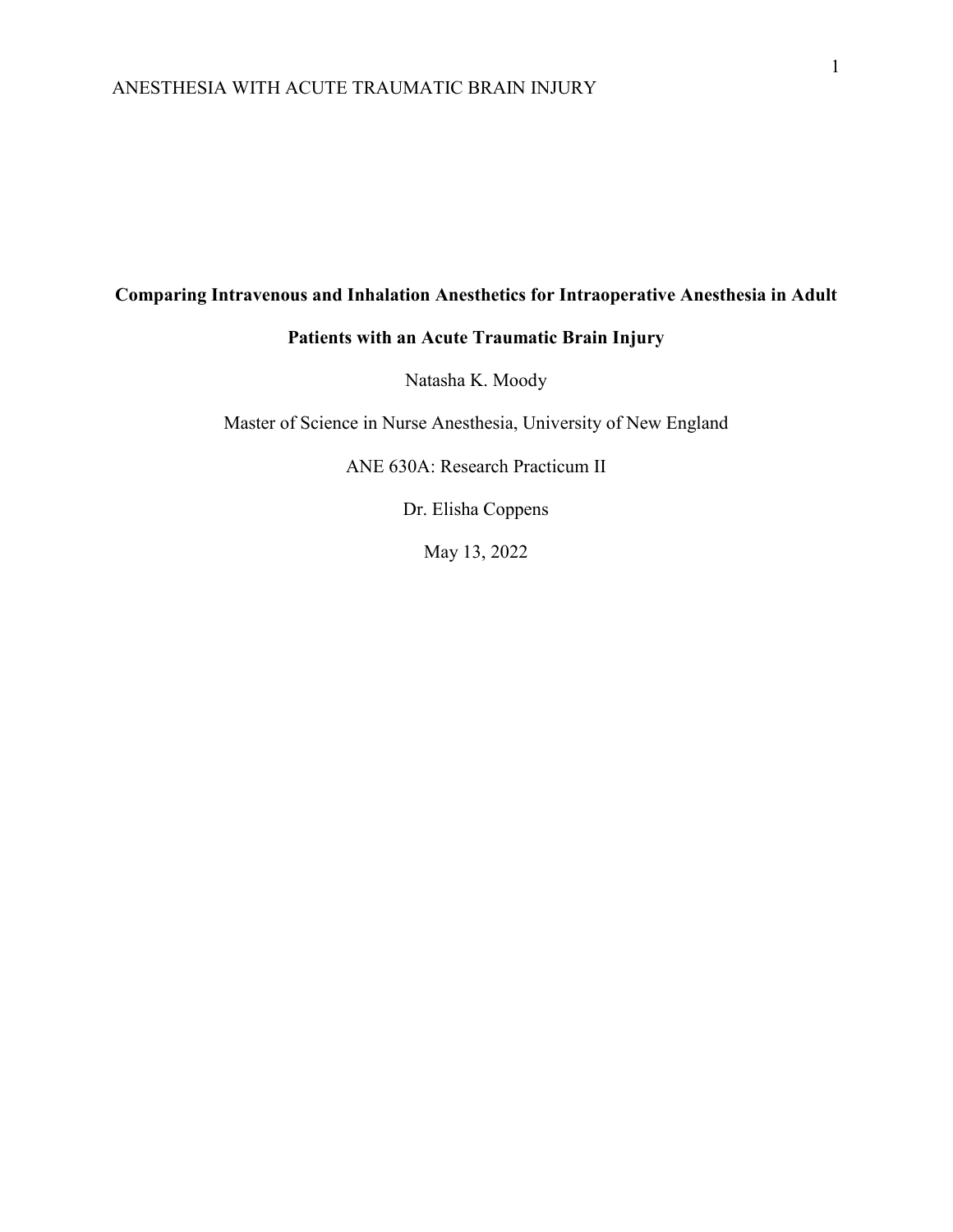**Comparing Intravenous and Inhalation Anesthetics for Intraoperative Anesthesia in Adult Patients with an Acute Traumatic Brain Injury**

Natasha K. Moody

Master of Science in Nurse Anesthesia, University of New England

ANE 630A: Research Practicum II

Dr. Elisha Coppens

May 13, 2022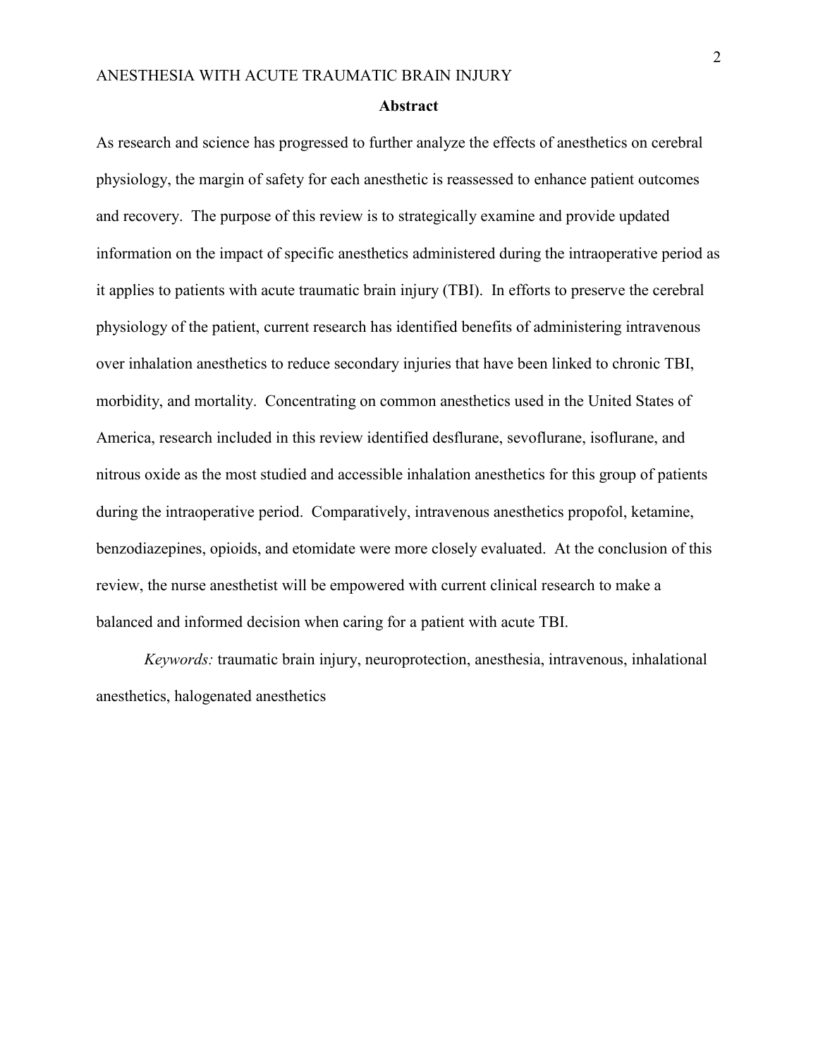## Abstract

As research and science has progressed to further analyze the effects of anesthetics on cerebral physiology, the margin of safety for each anesthetic is reassessed to enhance patient outcomes and recovery. The purpose of this review is to strategically examine and provide updated information on the impact of specific anesthetics administered during the intraoperative period as it applies to patients with acute traumatic brain injury (TBI). In efforts to preserve the cerebral physiology of the patient, current research has identified benefits of administering intravenous over inhalation anesthetics to reduce secondary injuries that have been linked to chronic TBI, morbidity, and mortality. Concentrating on common anesthetics used in the United States of America, research included in this review identified desflurane, sevoflurane, isoflurane, and nitrous oxide as the most studied and accessible inhalation anesthetics for this group of patients during the intraoperative period. Comparatively, intravenous anesthetics propofol, ketamine, benzodiazepines, opioids, and etomidate were more closely evaluated. At the conclusion of this review, the nurse anesthetist will be empowered with current clinical research to make a balanced and informed decision when caring for a patient with acute TBI.

*Keywords:* traumatic brain injury, neuroprotection, anesthesia, intravenous, inhalational anesthetics, halogenated anesthetics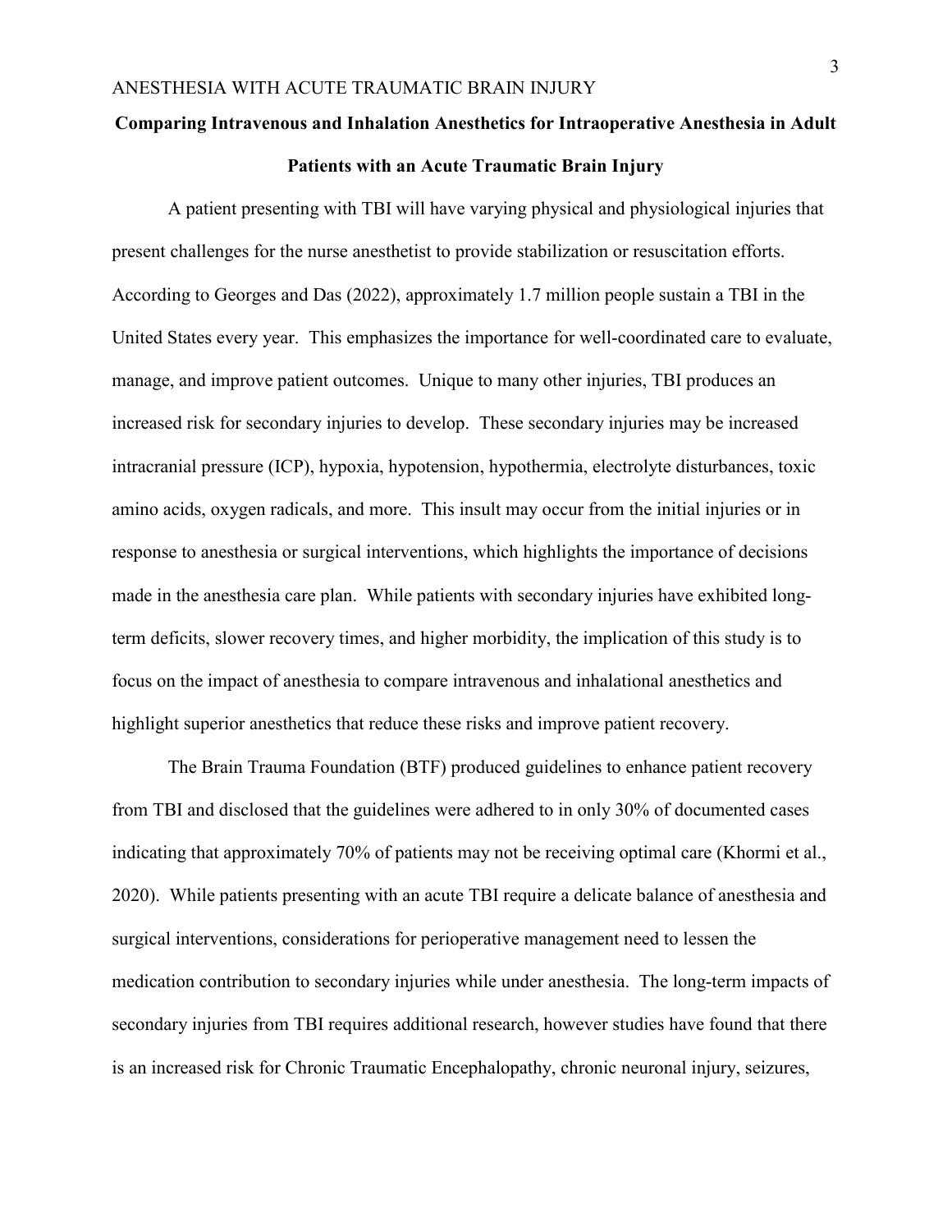## Comparing Intravenous and Inhalation Anesthetics for Intraoperative Anesthesia in Adult Patients with an Acute Traumatic Brain Injury

A patient presenting with TBI will have varying physical and physiological injuries that present challenges for the nurse anesthetist to provide stabilization or resuscitation efforts. According to Georges and Das (2022), approximately 1.7 million people sustain a TBI in the United States every year. This emphasizes the importance for well-coordinated care to evaluate, manage, and improve patient outcomes. Unique to many other injuries, TBI produces an increased risk for secondary injuries to develop. These secondary injuries may be increased intracranial pressure (ICP), hypoxia, hypotension, hypothermia, electrolyte disturbances, toxic amino acids, oxygen radicals, and more. This insult may occur from the initial injuries or in response to anesthesia or surgical interventions, which highlights the importance of decisions made in the anesthesia care plan. While patients with secondary injuries have exhibited long-term deficits, slower recovery times, and higher morbidity, the implication of this study is to focus on the impact of anesthesia to compare intravenous and inhalational anesthetics and highlight superior anesthetics that reduce these risks and improve patient recovery.

The Brain Trauma Foundation (BTF) produced guidelines to enhance patient recovery from TBI and disclosed that the guidelines were adhered to in only 30% of documented cases indicating that approximately 70% of patients may not be receiving optimal care (Khormi et al., 2020). While patients presenting with an acute TBI require a delicate balance of anesthesia and surgical interventions, considerations for perioperative management need to lessen the medication contribution to secondary injuries while under anesthesia. The long-term impacts of secondary injuries from TBI requires additional research, however studies have found that there is an increased risk for Chronic Traumatic Encephalopathy, chronic neuronal injury, seizures,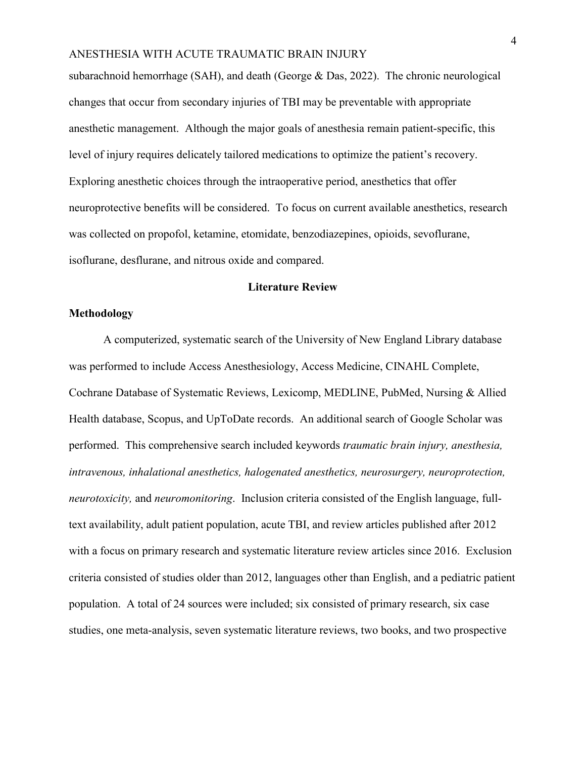subarachnoid hemorrhage (SAH), and death (George & Das, 2022). The chronic neurological changes that occur from secondary injuries of TBI may be preventable with appropriate anesthetic management. Although the major goals of anesthesia remain patient-specific, this level of injury requires delicately tailored medications to optimize the patient's recovery. Exploring anesthetic choices through the intraoperative period, anesthetics that offer neuroprotective benefits will be considered. To focus on current available anesthetics, research was collected on propofol, ketamine, etomidate, benzodiazepines, opioids, sevoflurane, isoflurane, desflurane, and nitrous oxide and compared.

## Literature Review

### Methodology

A computerized, systematic search of the University of New England Library database was performed to include Access Anesthesiology, Access Medicine, CINAHL Complete, Cochrane Database of Systematic Reviews, Lexicomp, MEDLINE, PubMed, Nursing & Allied Health database, Scopus, and UpToDate records. An additional search of Google Scholar was performed. This comprehensive search included keywords *traumatic brain injury, anesthesia, intravenous, inhalational anesthetics, halogenated anesthetics, neurosurgery, neuroprotection, neurotoxicity,* and *neuromonitoring*. Inclusion criteria consisted of the English language, full-text availability, adult patient population, acute TBI, and review articles published after 2012 with a focus on primary research and systematic literature review articles since 2016. Exclusion criteria consisted of studies older than 2012, languages other than English, and a pediatric patient population. A total of 24 sources were included; six consisted of primary research, six case studies, one meta-analysis, seven systematic literature reviews, two books, and two prospective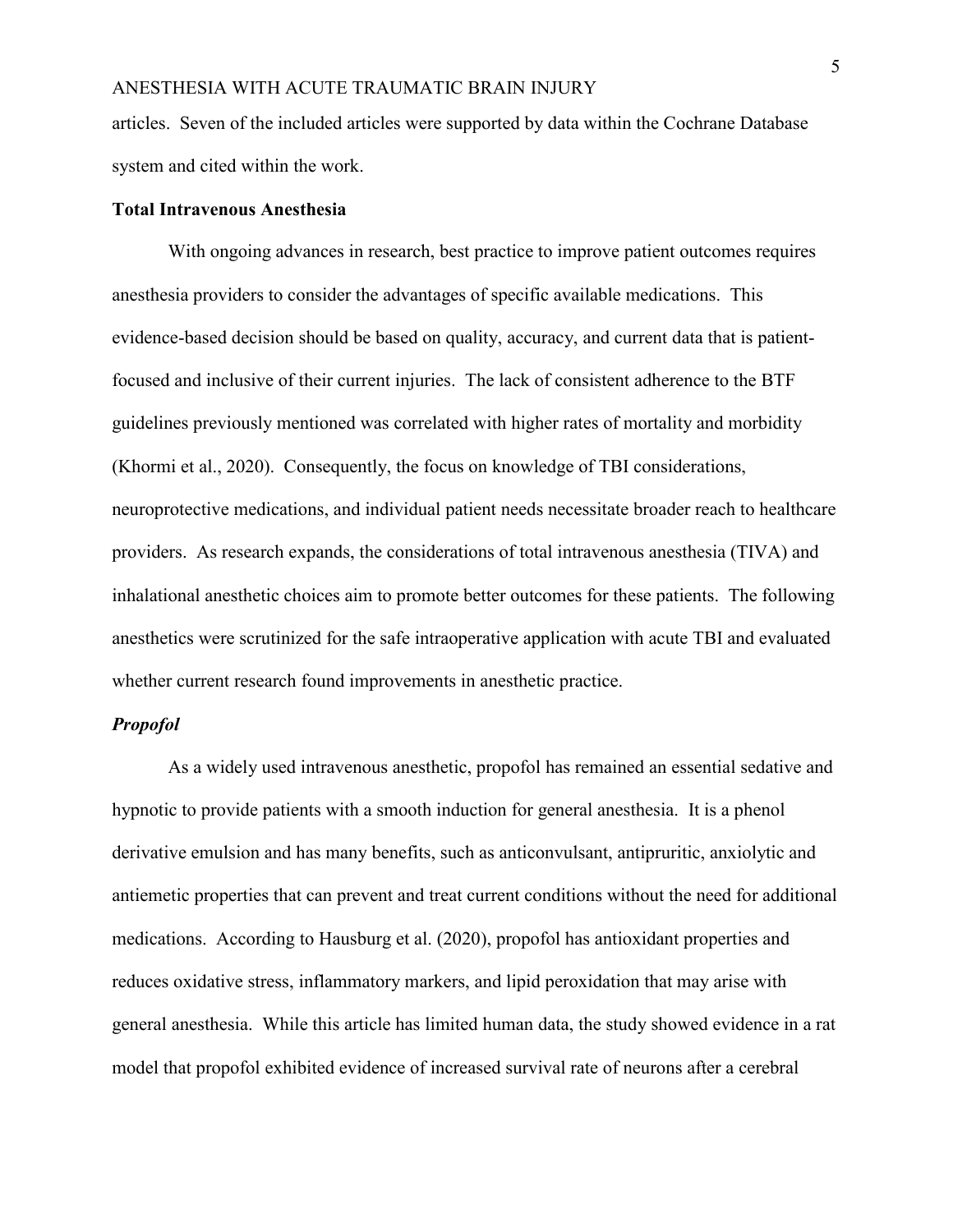articles. Seven of the included articles were supported by data within the Cochrane Database system and cited within the work.

## Total Intravenous Anesthesia

With ongoing advances in research, best practice to improve patient outcomes requires anesthesia providers to consider the advantages of specific available medications. This evidence-based decision should be based on quality, accuracy, and current data that is patient-focused and inclusive of their current injuries. The lack of consistent adherence to the BTF guidelines previously mentioned was correlated with higher rates of mortality and morbidity (Khormi et al., 2020). Consequently, the focus on knowledge of TBI considerations, neuroprotective medications, and individual patient needs necessitate broader reach to healthcare providers. As research expands, the considerations of total intravenous anesthesia (TIVA) and inhalational anesthetic choices aim to promote better outcomes for these patients. The following anesthetics were scrutinized for the safe intraoperative application with acute TBI and evaluated whether current research found improvements in anesthetic practice.

### *Propofol*

As a widely used intravenous anesthetic, propofol has remained an essential sedative and hypnotic to provide patients with a smooth induction for general anesthesia. It is a phenol derivative emulsion and has many benefits, such as anticonvulsant, antipruritic, anxiolytic and antiemetic properties that can prevent and treat current conditions without the need for additional medications. According to Hausburg et al. (2020), propofol has antioxidant properties and reduces oxidative stress, inflammatory markers, and lipid peroxidation that may arise with general anesthesia. While this article has limited human data, the study showed evidence in a rat model that propofol exhibited evidence of increased survival rate of neurons after a cerebral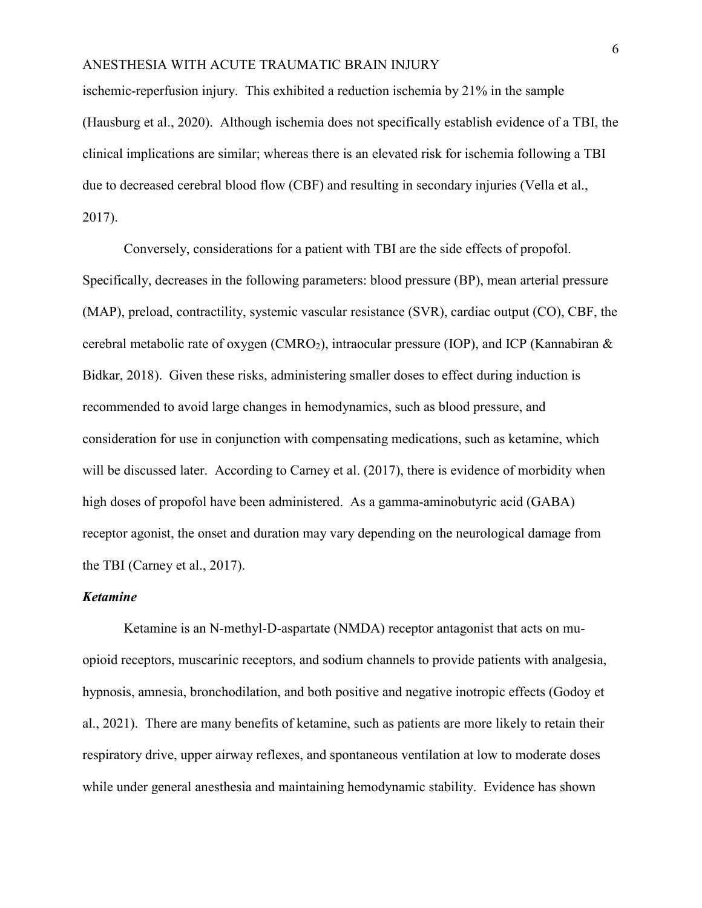ischemic-reperfusion injury. This exhibited a reduction ischemia by 21% in the sample (Hausburg et al., 2020). Although ischemia does not specifically establish evidence of a TBI, the clinical implications are similar; whereas there is an elevated risk for ischemia following a TBI due to decreased cerebral blood flow (CBF) and resulting in secondary injuries (Vella et al., 2017).

Conversely, considerations for a patient with TBI are the side effects of propofol. Specifically, decreases in the following parameters: blood pressure (BP), mean arterial pressure (MAP), preload, contractility, systemic vascular resistance (SVR), cardiac output (CO), CBF, the cerebral metabolic rate of oxygen ($CMRO_2$), intraocular pressure (IOP), and ICP (Kannabiran & Bidkar, 2018). Given these risks, administering smaller doses to effect during induction is recommended to avoid large changes in hemodynamics, such as blood pressure, and consideration for use in conjunction with compensating medications, such as ketamine, which will be discussed later. According to Carney et al. (2017), there is evidence of morbidity when high doses of propofol have been administered. As a gamma-aminobutyric acid (GABA) receptor agonist, the onset and duration may vary depending on the neurological damage from the TBI (Carney et al., 2017).

### *Ketamine*

Ketamine is an N-methyl-D-aspartate (NMDA) receptor antagonist that acts on mu-opioid receptors, muscarinic receptors, and sodium channels to provide patients with analgesia, hypnosis, amnesia, bronchodilation, and both positive and negative inotropic effects (Godoy et al., 2021). There are many benefits of ketamine, such as patients are more likely to retain their respiratory drive, upper airway reflexes, and spontaneous ventilation at low to moderate doses while under general anesthesia and maintaining hemodynamic stability. Evidence has shown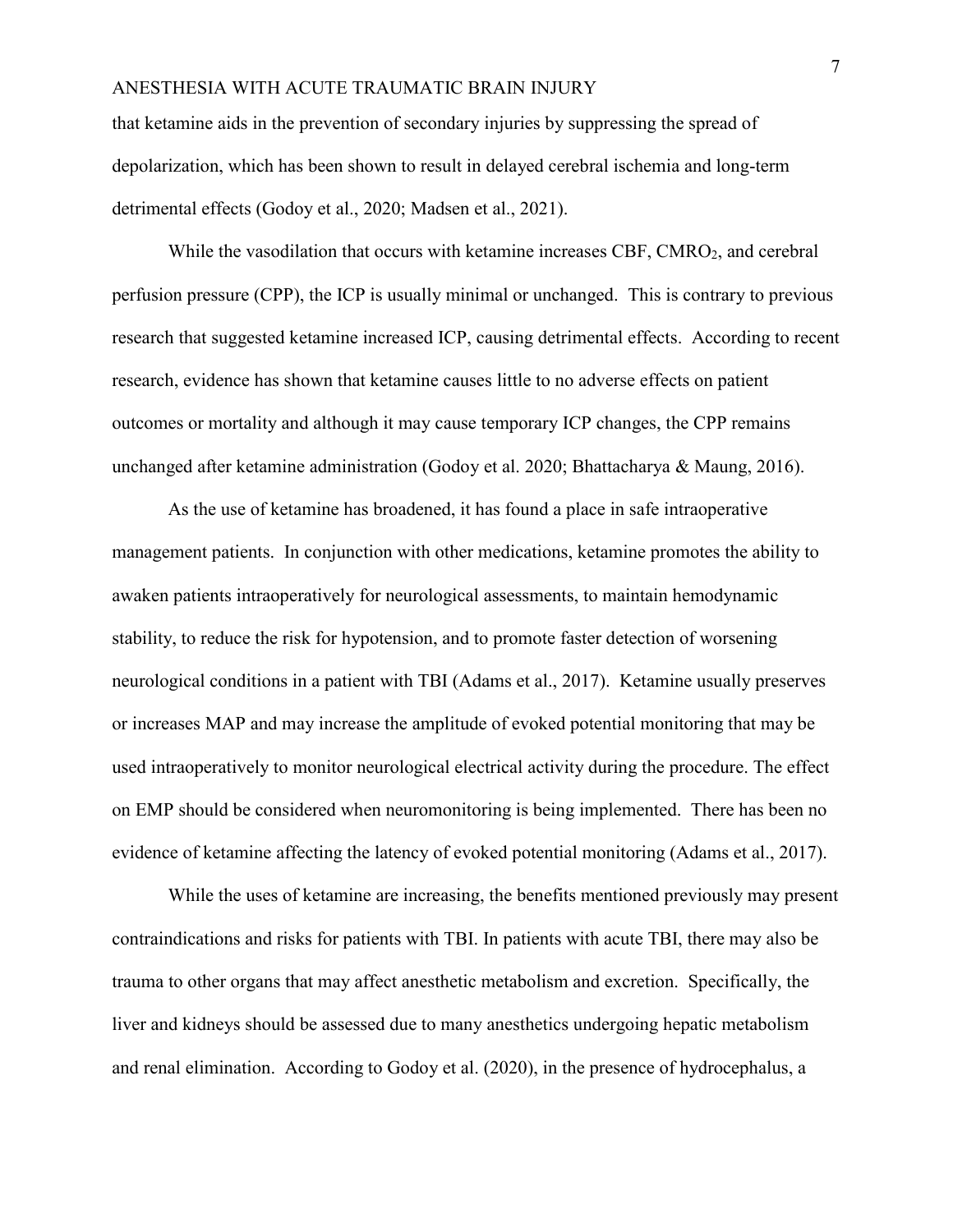that ketamine aids in the prevention of secondary injuries by suppressing the spread of depolarization, which has been shown to result in delayed cerebral ischemia and long-term detrimental effects (Godoy et al., 2020; Madsen et al., 2021).

While the vasodilation that occurs with ketamine increases CBF, $CMRO_2$, and cerebral perfusion pressure (CPP), the ICP is usually minimal or unchanged. This is contrary to previous research that suggested ketamine increased ICP, causing detrimental effects. According to recent research, evidence has shown that ketamine causes little to no adverse effects on patient outcomes or mortality and although it may cause temporary ICP changes, the CPP remains unchanged after ketamine administration (Godoy et al. 2020; Bhattacharya & Maung, 2016).

As the use of ketamine has broadened, it has found a place in safe intraoperative management patients. In conjunction with other medications, ketamine promotes the ability to awaken patients intraoperatively for neurological assessments, to maintain hemodynamic stability, to reduce the risk for hypotension, and to promote faster detection of worsening neurological conditions in a patient with TBI (Adams et al., 2017). Ketamine usually preserves or increases MAP and may increase the amplitude of evoked potential monitoring that may be used intraoperatively to monitor neurological electrical activity during the procedure. The effect on EMP should be considered when neuromonitoring is being implemented. There has been no evidence of ketamine affecting the latency of evoked potential monitoring (Adams et al., 2017).

While the uses of ketamine are increasing, the benefits mentioned previously may present contraindications and risks for patients with TBI. In patients with acute TBI, there may also be trauma to other organs that may affect anesthetic metabolism and excretion. Specifically, the liver and kidneys should be assessed due to many anesthetics undergoing hepatic metabolism and renal elimination. According to Godoy et al. (2020), in the presence of hydrocephalus, a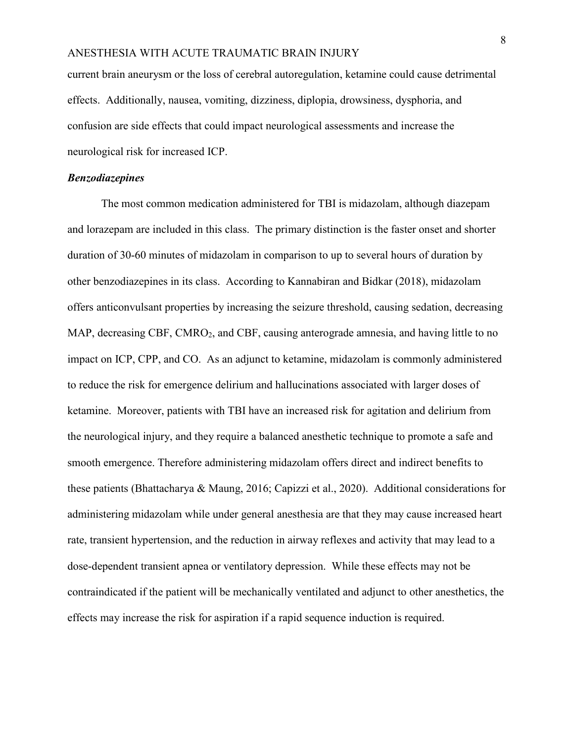current brain aneurysm or the loss of cerebral autoregulation, ketamine could cause detrimental effects. Additionally, nausea, vomiting, dizziness, diplopia, drowsiness, dysphoria, and confusion are side effects that could impact neurological assessments and increase the neurological risk for increased ICP.

### *Benzodiazepines*

The most common medication administered for TBI is midazolam, although diazepam and lorazepam are included in this class. The primary distinction is the faster onset and shorter duration of 30-60 minutes of midazolam in comparison to up to several hours of duration by other benzodiazepines in its class. According to Kannabiran and Bidkar (2018), midazolam offers anticonvulsant properties by increasing the seizure threshold, causing sedation, decreasing MAP, decreasing CBF, $CMRO_2$, and CBF, causing anterograde amnesia, and having little to no impact on ICP, CPP, and CO. As an adjunct to ketamine, midazolam is commonly administered to reduce the risk for emergence delirium and hallucinations associated with larger doses of ketamine. Moreover, patients with TBI have an increased risk for agitation and delirium from the neurological injury, and they require a balanced anesthetic technique to promote a safe and smooth emergence. Therefore administering midazolam offers direct and indirect benefits to these patients (Bhattacharya & Maung, 2016; Capizzi et al., 2020). Additional considerations for administering midazolam while under general anesthesia are that they may cause increased heart rate, transient hypertension, and the reduction in airway reflexes and activity that may lead to a dose-dependent transient apnea or ventilatory depression. While these effects may not be contraindicated if the patient will be mechanically ventilated and adjunct to other anesthetics, the effects may increase the risk for aspiration if a rapid sequence induction is required.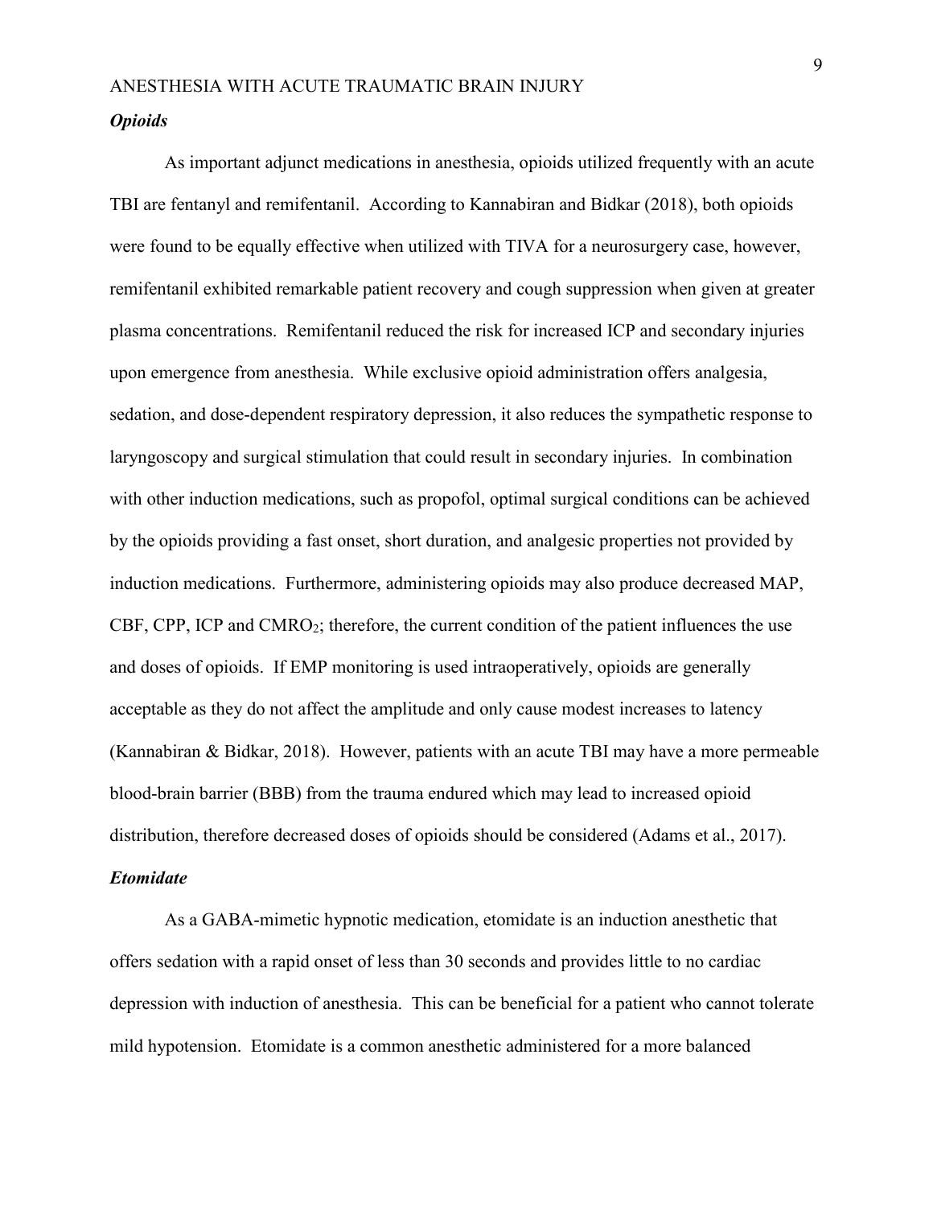### *Opioids*

As important adjunct medications in anesthesia, opioids utilized frequently with an acute TBI are fentanyl and remifentanil. According to Kannabiran and Bidkar (2018), both opioids were found to be equally effective when utilized with TIVA for a neurosurgery case, however, remifentanil exhibited remarkable patient recovery and cough suppression when given at greater plasma concentrations. Remifentanil reduced the risk for increased ICP and secondary injuries upon emergence from anesthesia. While exclusive opioid administration offers analgesia, sedation, and dose-dependent respiratory depression, it also reduces the sympathetic response to laryngoscopy and surgical stimulation that could result in secondary injuries. In combination with other induction medications, such as propofol, optimal surgical conditions can be achieved by the opioids providing a fast onset, short duration, and analgesic properties not provided by induction medications. Furthermore, administering opioids may also produce decreased MAP, CBF, CPP, ICP and $CMRO_2$; therefore, the current condition of the patient influences the use and doses of opioids. If EMP monitoring is used intraoperatively, opioids are generally acceptable as they do not affect the amplitude and only cause modest increases to latency (Kannabiran & Bidkar, 2018). However, patients with an acute TBI may have a more permeable blood-brain barrier (BBB) from the trauma endured which may lead to increased opioid distribution, therefore decreased doses of opioids should be considered (Adams et al., 2017).

### *Etomidate*

As a GABA-mimetic hypnotic medication, etomidate is an induction anesthetic that offers sedation with a rapid onset of less than 30 seconds and provides little to no cardiac depression with induction of anesthesia. This can be beneficial for a patient who cannot tolerate mild hypotension. Etomidate is a common anesthetic administered for a more balanced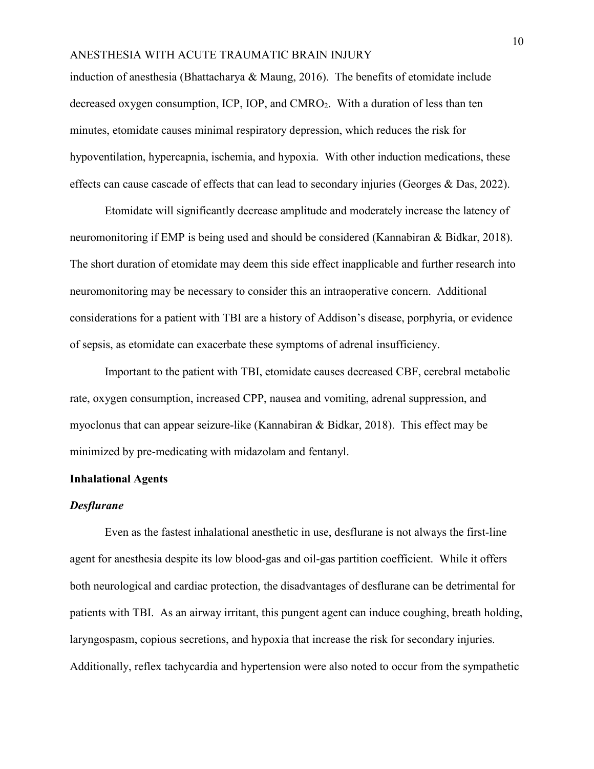induction of anesthesia (Bhattacharya & Maung, 2016). The benefits of etomidate include decreased oxygen consumption, ICP, IOP, and $CMRO_2$. With a duration of less than ten minutes, etomidate causes minimal respiratory depression, which reduces the risk for hypoventilation, hypercapnia, ischemia, and hypoxia. With other induction medications, these effects can cause cascade of effects that can lead to secondary injuries (Georges & Das, 2022).

Etomidate will significantly decrease amplitude and moderately increase the latency of neuromonitoring if EMP is being used and should be considered (Kannabiran & Bidkar, 2018). The short duration of etomidate may deem this side effect inapplicable and further research into neuromonitoring may be necessary to consider this an intraoperative concern. Additional considerations for a patient with TBI are a history of Addison's disease, porphyria, or evidence of sepsis, as etomidate can exacerbate these symptoms of adrenal insufficiency.

Important to the patient with TBI, etomidate causes decreased CBF, cerebral metabolic rate, oxygen consumption, increased CPP, nausea and vomiting, adrenal suppression, and myoclonus that can appear seizure-like (Kannabiran & Bidkar, 2018). This effect may be minimized by pre-medicating with midazolam and fentanyl.

## Inhalational Agents

### *Desflurane*

Even as the fastest inhalational anesthetic in use, desflurane is not always the first-line agent for anesthesia despite its low blood-gas and oil-gas partition coefficient. While it offers both neurological and cardiac protection, the disadvantages of desflurane can be detrimental for patients with TBI. As an airway irritant, this pungent agent can induce coughing, breath holding, laryngospasm, copious secretions, and hypoxia that increase the risk for secondary injuries. Additionally, reflex tachycardia and hypertension were also noted to occur from the sympathetic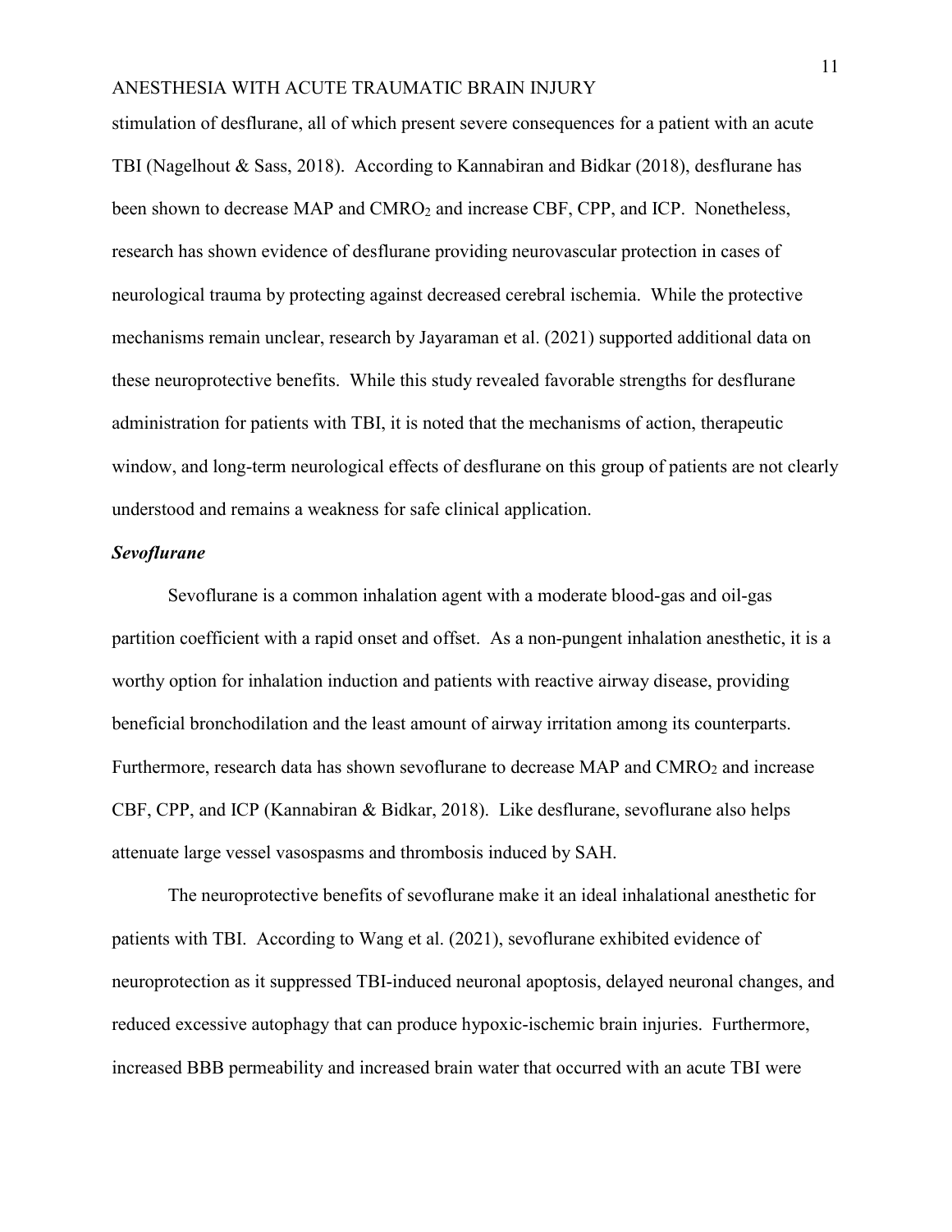stimulation of desflurane, all of which present severe consequences for a patient with an acute TBI (Nagelhout & Sass, 2018). According to Kannabiran and Bidkar (2018), desflurane has been shown to decrease MAP and $CMRO_2$ and increase CBF, CPP, and ICP. Nonetheless, research has shown evidence of desflurane providing neurovascular protection in cases of neurological trauma by protecting against decreased cerebral ischemia. While the protective mechanisms remain unclear, research by Jayaraman et al. (2021) supported additional data on these neuroprotective benefits. While this study revealed favorable strengths for desflurane administration for patients with TBI, it is noted that the mechanisms of action, therapeutic window, and long-term neurological effects of desflurane on this group of patients are not clearly understood and remains a weakness for safe clinical application.

### ***Sevoflurane***

Sevoflurane is a common inhalation agent with a moderate blood-gas and oil-gas partition coefficient with a rapid onset and offset. As a non-pungent inhalation anesthetic, it is a worthy option for inhalation induction and patients with reactive airway disease, providing beneficial bronchodilation and the least amount of airway irritation among its counterparts. Furthermore, research data has shown sevoflurane to decrease MAP and $CMRO_2$ and increase CBF, CPP, and ICP (Kannabiran & Bidkar, 2018). Like desflurane, sevoflurane also helps attenuate large vessel vasospasms and thrombosis induced by SAH.

The neuroprotective benefits of sevoflurane make it an ideal inhalational anesthetic for patients with TBI. According to Wang et al. (2021), sevoflurane exhibited evidence of neuroprotection as it suppressed TBI-induced neuronal apoptosis, delayed neuronal changes, and reduced excessive autophagy that can produce hypoxic-ischemic brain injuries. Furthermore, increased BBB permeability and increased brain water that occurred with an acute TBI were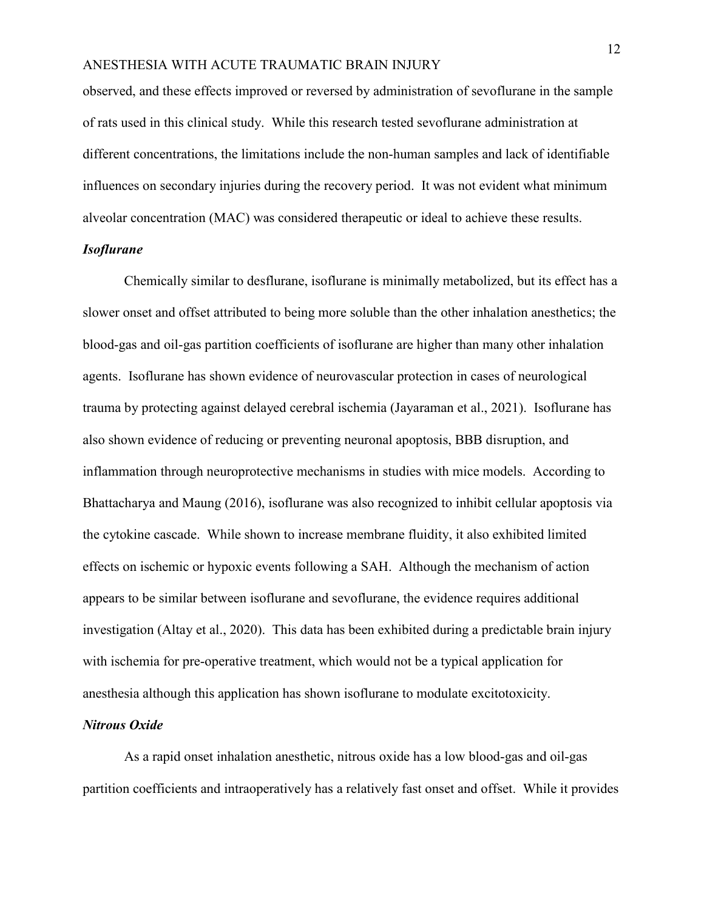observed, and these effects improved or reversed by administration of sevoflurane in the sample of rats used in this clinical study. While this research tested sevoflurane administration at different concentrations, the limitations include the non-human samples and lack of identifiable influences on secondary injuries during the recovery period. It was not evident what minimum alveolar concentration (MAC) was considered therapeutic or ideal to achieve these results.

### *Isoflurane*

Chemically similar to desflurane, isoflurane is minimally metabolized, but its effect has a slower onset and offset attributed to being more soluble than the other inhalation anesthetics; the blood-gas and oil-gas partition coefficients of isoflurane are higher than many other inhalation agents. Isoflurane has shown evidence of neurovascular protection in cases of neurological trauma by protecting against delayed cerebral ischemia (Jayaraman et al., 2021). Isoflurane has also shown evidence of reducing or preventing neuronal apoptosis, BBB disruption, and inflammation through neuroprotective mechanisms in studies with mice models. According to Bhattacharya and Maung (2016), isoflurane was also recognized to inhibit cellular apoptosis via the cytokine cascade. While shown to increase membrane fluidity, it also exhibited limited effects on ischemic or hypoxic events following a SAH. Although the mechanism of action appears to be similar between isoflurane and sevoflurane, the evidence requires additional investigation (Altay et al., 2020). This data has been exhibited during a predictable brain injury with ischemia for pre-operative treatment, which would not be a typical application for anesthesia although this application has shown isoflurane to modulate excitotoxicity.

### *Nitrous Oxide*

As a rapid onset inhalation anesthetic, nitrous oxide has a low blood-gas and oil-gas partition coefficients and intraoperatively has a relatively fast onset and offset. While it provides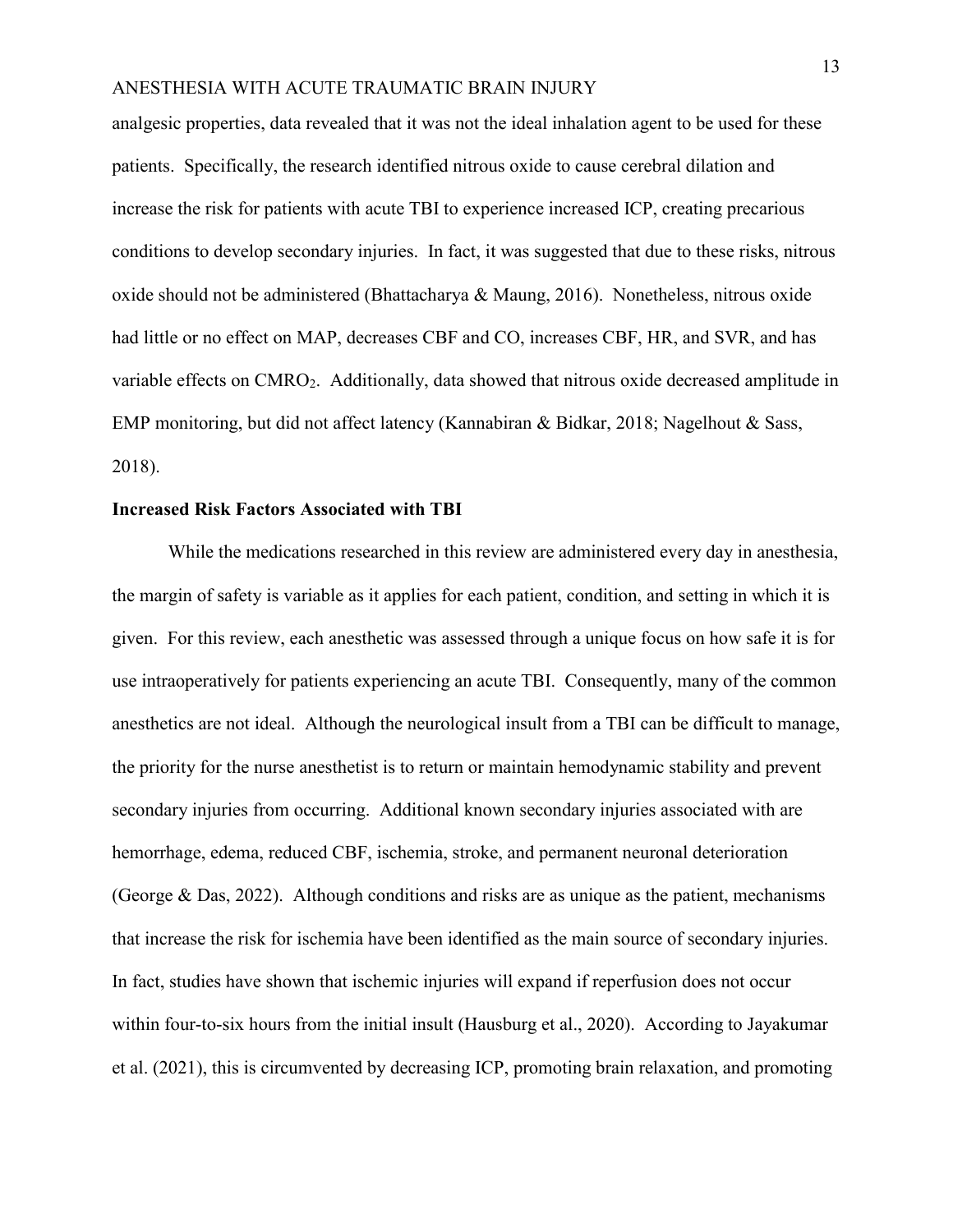analgesic properties, data revealed that it was not the ideal inhalation agent to be used for these patients. Specifically, the research identified nitrous oxide to cause cerebral dilation and increase the risk for patients with acute TBI to experience increased ICP, creating precarious conditions to develop secondary injuries. In fact, it was suggested that due to these risks, nitrous oxide should not be administered (Bhattacharya & Maung, 2016). Nonetheless, nitrous oxide had little or no effect on MAP, decreases CBF and CO, increases CBF, HR, and SVR, and has variable effects on $CMRO_2$. Additionally, data showed that nitrous oxide decreased amplitude in EMP monitoring, but did not affect latency (Kannabiran & Bidkar, 2018; Nagelhout & Sass, 2018).

**Increased Risk Factors Associated with TBI**

While the medications researched in this review are administered every day in anesthesia, the margin of safety is variable as it applies for each patient, condition, and setting in which it is given. For this review, each anesthetic was assessed through a unique focus on how safe it is for use intraoperatively for patients experiencing an acute TBI. Consequently, many of the common anesthetics are not ideal. Although the neurological insult from a TBI can be difficult to manage, the priority for the nurse anesthetist is to return or maintain hemodynamic stability and prevent secondary injuries from occurring. Additional known secondary injuries associated with are hemorrhage, edema, reduced CBF, ischemia, stroke, and permanent neuronal deterioration (George & Das, 2022). Although conditions and risks are as unique as the patient, mechanisms that increase the risk for ischemia have been identified as the main source of secondary injuries. In fact, studies have shown that ischemic injuries will expand if reperfusion does not occur within four-to-six hours from the initial insult (Hausburg et al., 2020). According to Jayakumar et al. (2021), this is circumvented by decreasing ICP, promoting brain relaxation, and promoting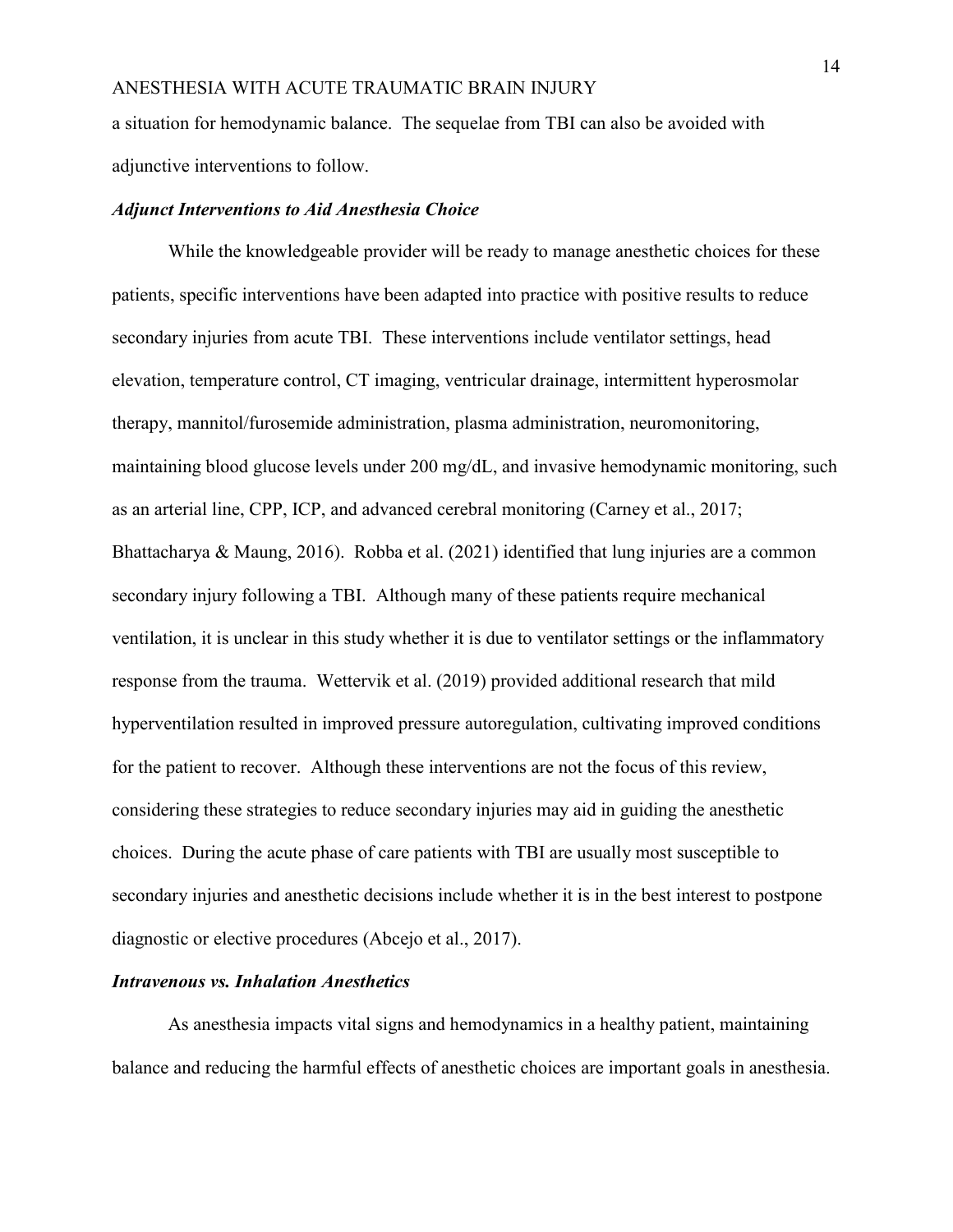a situation for hemodynamic balance. The sequelae from TBI can also be avoided with adjunctive interventions to follow.

### *Adjunct Interventions to Aid Anesthesia Choice*

While the knowledgeable provider will be ready to manage anesthetic choices for these patients, specific interventions have been adapted into practice with positive results to reduce secondary injuries from acute TBI. These interventions include ventilator settings, head elevation, temperature control, CT imaging, ventricular drainage, intermittent hyperosmolar therapy, mannitol/furosemide administration, plasma administration, neuromonitoring, maintaining blood glucose levels under 200 mg/dL, and invasive hemodynamic monitoring, such as an arterial line, CPP, ICP, and advanced cerebral monitoring (Carney et al., 2017; Bhattacharya & Maung, 2016). Robba et al. (2021) identified that lung injuries are a common secondary injury following a TBI. Although many of these patients require mechanical ventilation, it is unclear in this study whether it is due to ventilator settings or the inflammatory response from the trauma. Wettervik et al. (2019) provided additional research that mild hyperventilation resulted in improved pressure autoregulation, cultivating improved conditions for the patient to recover. Although these interventions are not the focus of this review, considering these strategies to reduce secondary injuries may aid in guiding the anesthetic choices. During the acute phase of care patients with TBI are usually most susceptible to secondary injuries and anesthetic decisions include whether it is in the best interest to postpone diagnostic or elective procedures (Abcejo et al., 2017).

### *Intravenous vs. Inhalation Anesthetics*

As anesthesia impacts vital signs and hemodynamics in a healthy patient, maintaining balance and reducing the harmful effects of anesthetic choices are important goals in anesthesia.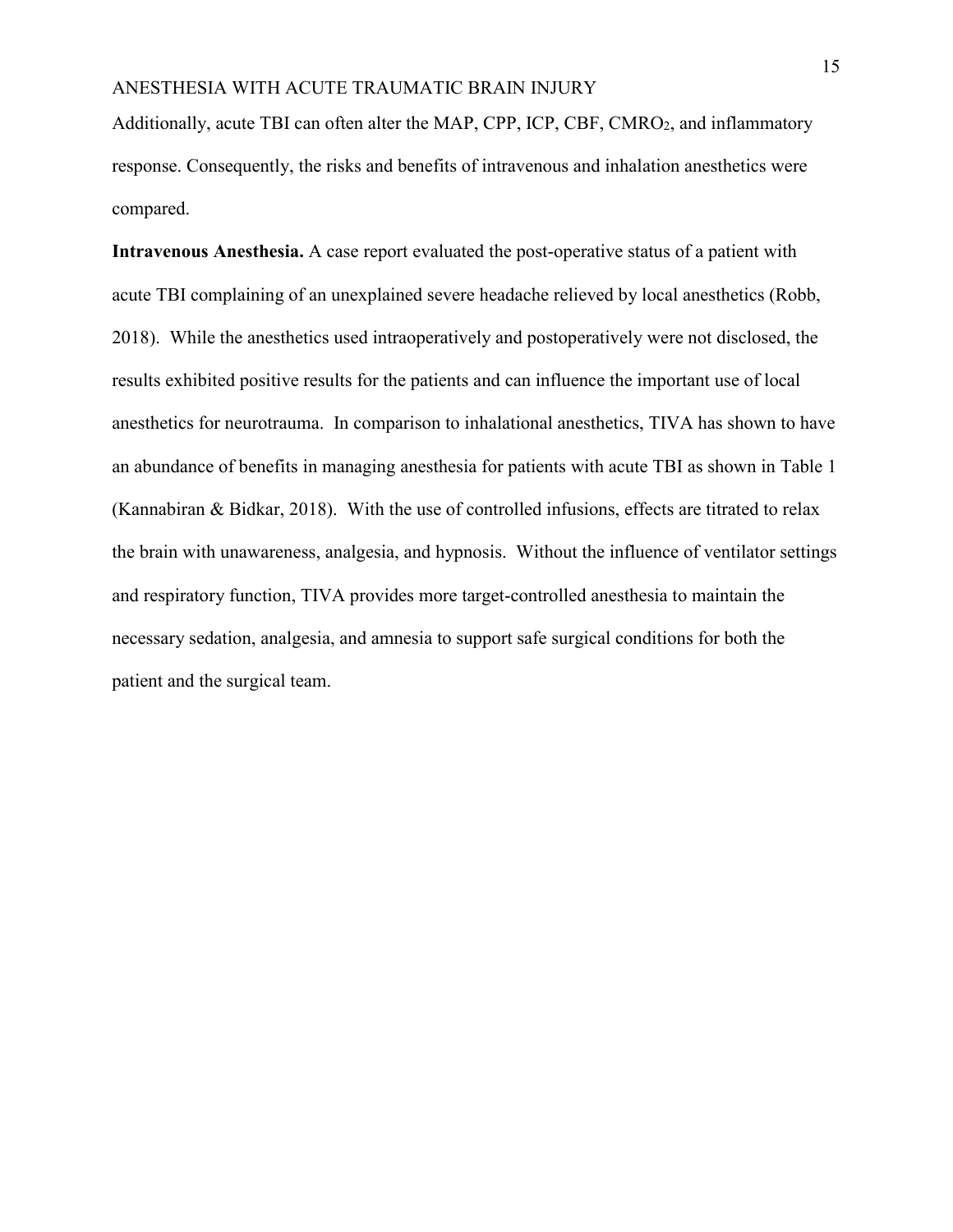Additionally, acute TBI can often alter the MAP, CPP, ICP, CBF, $CMRO_2$, and inflammatory response. Consequently, the risks and benefits of intravenous and inhalation anesthetics were compared.

**Intravenous Anesthesia.** A case report evaluated the post-operative status of a patient with acute TBI complaining of an unexplained severe headache relieved by local anesthetics (Robb, 2018). While the anesthetics used intraoperatively and postoperatively were not disclosed, the results exhibited positive results for the patients and can influence the important use of local anesthetics for neurotrauma. In comparison to inhalational anesthetics, TIVA has shown to have an abundance of benefits in managing anesthesia for patients with acute TBI as shown in Table 1 (Kannabiran & Bidkar, 2018). With the use of controlled infusions, effects are titrated to relax the brain with unawareness, analgesia, and hypnosis. Without the influence of ventilator settings and respiratory function, TIVA provides more target-controlled anesthesia to maintain the necessary sedation, analgesia, and amnesia to support safe surgical conditions for both the patient and the surgical team.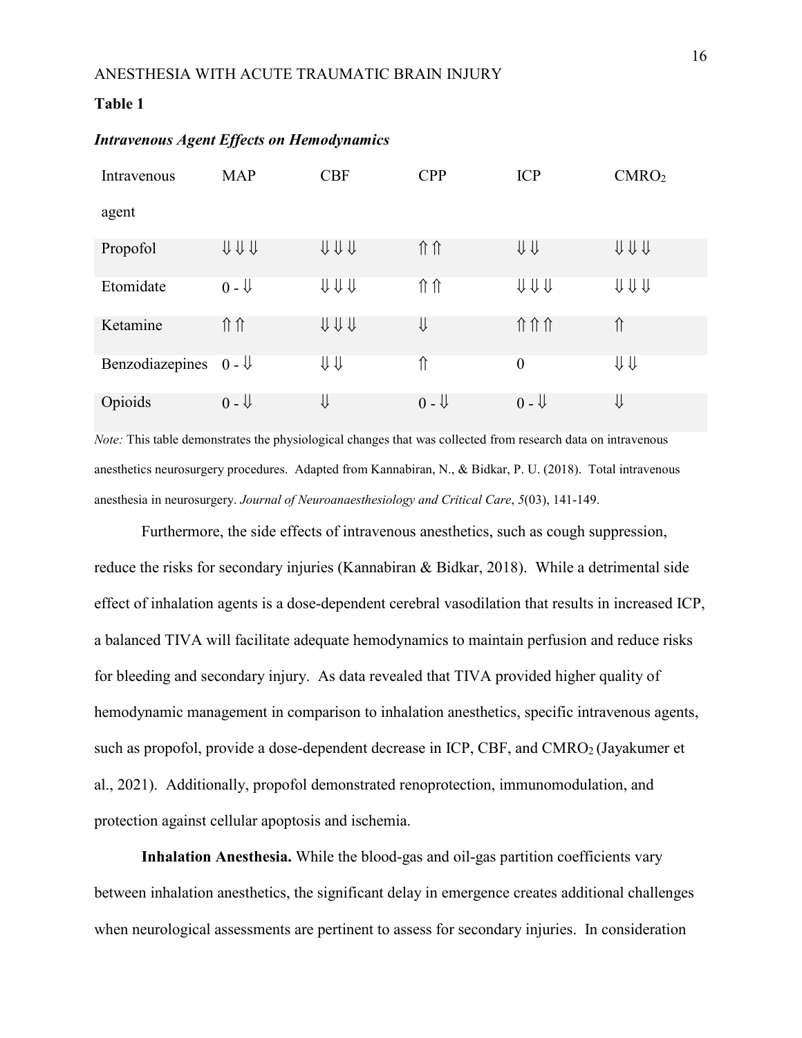**Table 1**

***Intravenous Agent Effects on Hemodynamics***

| Intravenous agent | MAP | CBF | CPP | ICP | $CMRO_2$ |
|---|---|---|---|---|---|
| Propofol | ⇓⇓⇓ | ⇓⇓⇓ | ⇑⇑ | ⇓⇓ | ⇓⇓⇓ |
| Etomidate | 0 - ⇓ | ⇓⇓⇓ | ⇑⇑ | ⇓⇓⇓ | ⇓⇓⇓ |
| Ketamine | ⇑⇑ | ⇓⇓⇓ | ⇓ | ⇑⇑⇑ | ⇑ |
| Benzodiazepines | 0 - ⇓ | ⇓⇓ | ⇑ | 0 | ⇓⇓ |
| Opioids | 0 - ⇓ | ⇓ | 0 - ⇓ | 0 - ⇓ | ⇓ |

*Note:* This table demonstrates the physiological changes that was collected from research data on intravenous anesthetics neurosurgery procedures. Adapted from Kannabiran, N., & Bidkar, P. U. (2018). Total intravenous anesthesia in neurosurgery. *Journal of Neuroanaesthesiology and Critical Care*, *5*(03), 141-149.

Furthermore, the side effects of intravenous anesthetics, such as cough suppression, reduce the risks for secondary injuries (Kannabiran & Bidkar, 2018). While a detrimental side effect of inhalation agents is a dose-dependent cerebral vasodilation that results in increased ICP, a balanced TIVA will facilitate adequate hemodynamics to maintain perfusion and reduce risks for bleeding and secondary injury. As data revealed that TIVA provided higher quality of hemodynamic management in comparison to inhalation anesthetics, specific intravenous agents, such as propofol, provide a dose-dependent decrease in ICP, CBF, and $CMRO_2$ (Jayakumer et al., 2021). Additionally, propofol demonstrated renoprotection, immunomodulation, and protection against cellular apoptosis and ischemia.

**Inhalation Anesthesia.** While the blood-gas and oil-gas partition coefficients vary between inhalation anesthetics, the significant delay in emergence creates additional challenges when neurological assessments are pertinent to assess for secondary injuries. In consideration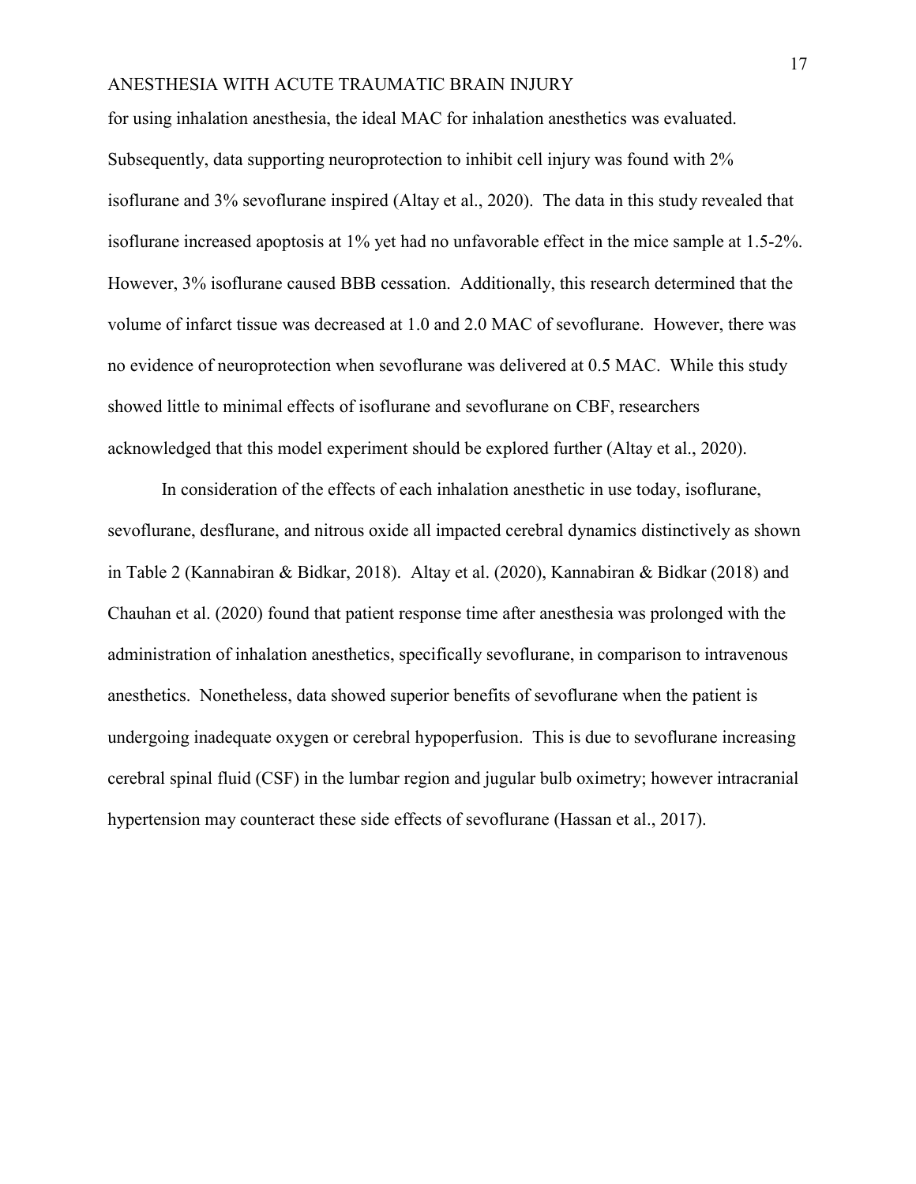for using inhalation anesthesia, the ideal MAC for inhalation anesthetics was evaluated. Subsequently, data supporting neuroprotection to inhibit cell injury was found with 2% isoflurane and 3% sevoflurane inspired (Altay et al., 2020). The data in this study revealed that isoflurane increased apoptosis at 1% yet had no unfavorable effect in the mice sample at 1.5-2%. However, 3% isoflurane caused BBB cessation. Additionally, this research determined that the volume of infarct tissue was decreased at 1.0 and 2.0 MAC of sevoflurane. However, there was no evidence of neuroprotection when sevoflurane was delivered at 0.5 MAC. While this study showed little to minimal effects of isoflurane and sevoflurane on CBF, researchers acknowledged that this model experiment should be explored further (Altay et al., 2020).

In consideration of the effects of each inhalation anesthetic in use today, isoflurane, sevoflurane, desflurane, and nitrous oxide all impacted cerebral dynamics distinctively as shown in Table 2 (Kannabiran & Bidkar, 2018). Altay et al. (2020), Kannabiran & Bidkar (2018) and Chauhan et al. (2020) found that patient response time after anesthesia was prolonged with the administration of inhalation anesthetics, specifically sevoflurane, in comparison to intravenous anesthetics. Nonetheless, data showed superior benefits of sevoflurane when the patient is undergoing inadequate oxygen or cerebral hypoperfusion. This is due to sevoflurane increasing cerebral spinal fluid (CSF) in the lumbar region and jugular bulb oximetry; however intracranial hypertension may counteract these side effects of sevoflurane (Hassan et al., 2017).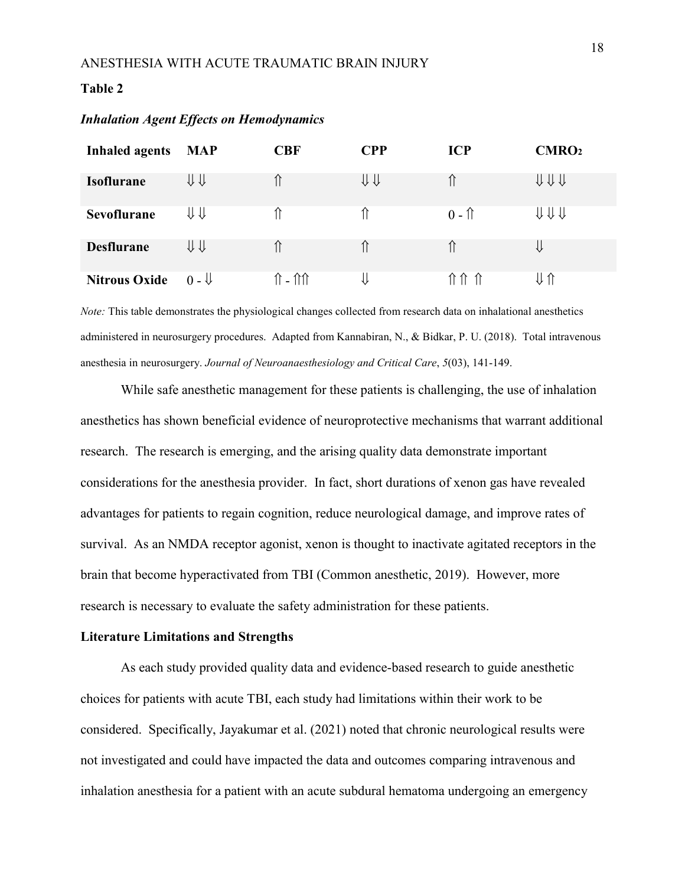**Table 2**

***Inhalation Agent Effects on Hemodynamics***

| Inhaled agents | MAP | CBF | CPP | ICP | $CMRO_2$ |
|---|---|---|---|---|---|
| **Isoflurane** | ⇓⇓ | ⇑ | ⇓⇓ | ⇑ | ⇓⇓⇓ |
| **Sevoflurane** | ⇓⇓ | ⇑ | ⇑ | 0 - ⇑ | ⇓⇓⇓ |
| **Desflurane** | ⇓⇓ | ⇑ | ⇑ | ⇑ | ⇓ |
| **Nitrous Oxide** | 0 - ⇓ | ⇑ - ⇑⇑ | ⇓ | ⇑⇑ ⇑ | ⇓⇑ |

*Note:* This table demonstrates the physiological changes collected from research data on inhalational anesthetics administered in neurosurgery procedures. Adapted from Kannabiran, N., & Bidkar, P. U. (2018). Total intravenous anesthesia in neurosurgery. *Journal of Neuroanaesthesiology and Critical Care*, *5*(03), 141-149.

While safe anesthetic management for these patients is challenging, the use of inhalation anesthetics has shown beneficial evidence of neuroprotective mechanisms that warrant additional research. The research is emerging, and the arising quality data demonstrate important considerations for the anesthesia provider. In fact, short durations of xenon gas have revealed advantages for patients to regain cognition, reduce neurological damage, and improve rates of survival. As an NMDA receptor agonist, xenon is thought to inactivate agitated receptors in the brain that become hyperactivated from TBI (Common anesthetic, 2019). However, more research is necessary to evaluate the safety administration for these patients.

**Literature Limitations and Strengths**

As each study provided quality data and evidence-based research to guide anesthetic choices for patients with acute TBI, each study had limitations within their work to be considered. Specifically, Jayakumar et al. (2021) noted that chronic neurological results were not investigated and could have impacted the data and outcomes comparing intravenous and inhalation anesthesia for a patient with an acute subdural hematoma undergoing an emergency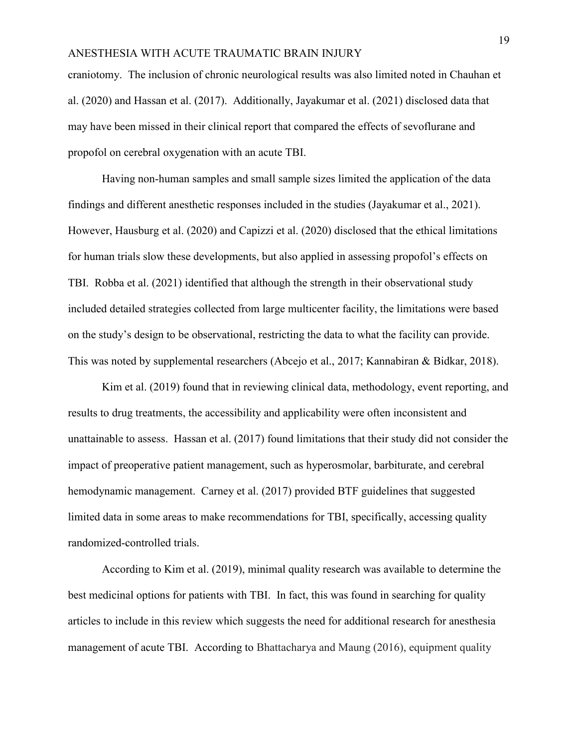craniotomy. The inclusion of chronic neurological results was also limited noted in Chauhan et al. (2020) and Hassan et al. (2017). Additionally, Jayakumar et al. (2021) disclosed data that may have been missed in their clinical report that compared the effects of sevoflurane and propofol on cerebral oxygenation with an acute TBI.

Having non-human samples and small sample sizes limited the application of the data findings and different anesthetic responses included in the studies (Jayakumar et al., 2021). However, Hausburg et al. (2020) and Capizzi et al. (2020) disclosed that the ethical limitations for human trials slow these developments, but also applied in assessing propofol's effects on TBI. Robba et al. (2021) identified that although the strength in their observational study included detailed strategies collected from large multicenter facility, the limitations were based on the study's design to be observational, restricting the data to what the facility can provide. This was noted by supplemental researchers (Abcejo et al., 2017; Kannabiran & Bidkar, 2018).

Kim et al. (2019) found that in reviewing clinical data, methodology, event reporting, and results to drug treatments, the accessibility and applicability were often inconsistent and unattainable to assess. Hassan et al. (2017) found limitations that their study did not consider the impact of preoperative patient management, such as hyperosmolar, barbiturate, and cerebral hemodynamic management. Carney et al. (2017) provided BTF guidelines that suggested limited data in some areas to make recommendations for TBI, specifically, accessing quality randomized-controlled trials.

According to Kim et al. (2019), minimal quality research was available to determine the best medicinal options for patients with TBI. In fact, this was found in searching for quality articles to include in this review which suggests the need for additional research for anesthesia management of acute TBI. According to Bhattacharya and Maung (2016), equipment quality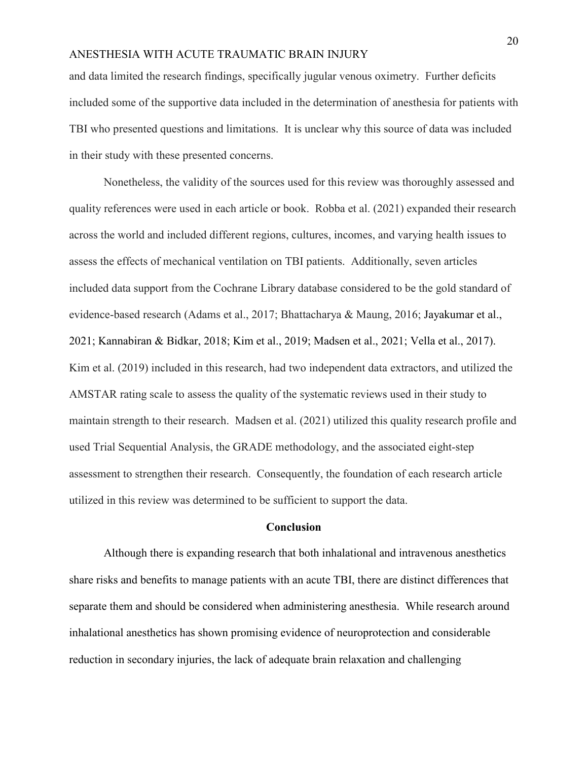and data limited the research findings, specifically jugular venous oximetry. Further deficits included some of the supportive data included in the determination of anesthesia for patients with TBI who presented questions and limitations. It is unclear why this source of data was included in their study with these presented concerns.

Nonetheless, the validity of the sources used for this review was thoroughly assessed and quality references were used in each article or book. Robba et al. (2021) expanded their research across the world and included different regions, cultures, incomes, and varying health issues to assess the effects of mechanical ventilation on TBI patients. Additionally, seven articles included data support from the Cochrane Library database considered to be the gold standard of evidence-based research (Adams et al., 2017; Bhattacharya & Maung, 2016; Jayakumar et al., 2021; Kannabiran & Bidkar, 2018; Kim et al., 2019; Madsen et al., 2021; Vella et al., 2017). Kim et al. (2019) included in this research, had two independent data extractors, and utilized the AMSTAR rating scale to assess the quality of the systematic reviews used in their study to maintain strength to their research. Madsen et al. (2021) utilized this quality research profile and used Trial Sequential Analysis, the GRADE methodology, and the associated eight-step assessment to strengthen their research. Consequently, the foundation of each research article utilized in this review was determined to be sufficient to support the data.

## Conclusion

Although there is expanding research that both inhalational and intravenous anesthetics share risks and benefits to manage patients with an acute TBI, there are distinct differences that separate them and should be considered when administering anesthesia. While research around inhalational anesthetics has shown promising evidence of neuroprotection and considerable reduction in secondary injuries, the lack of adequate brain relaxation and challenging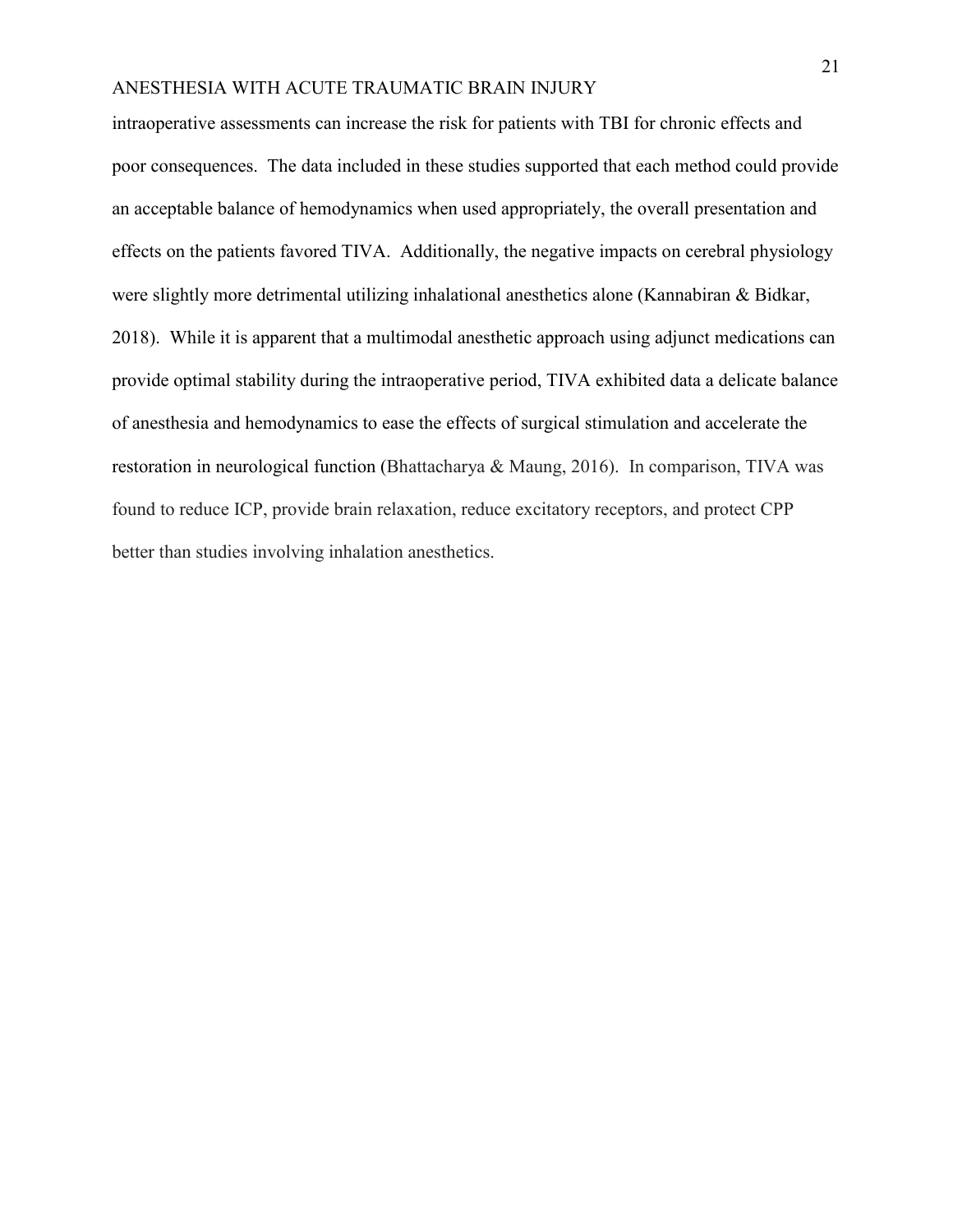intraoperative assessments can increase the risk for patients with TBI for chronic effects and poor consequences. The data included in these studies supported that each method could provide an acceptable balance of hemodynamics when used appropriately, the overall presentation and effects on the patients favored TIVA. Additionally, the negative impacts on cerebral physiology were slightly more detrimental utilizing inhalational anesthetics alone (Kannabiran & Bidkar, 2018). While it is apparent that a multimodal anesthetic approach using adjunct medications can provide optimal stability during the intraoperative period, TIVA exhibited data a delicate balance of anesthesia and hemodynamics to ease the effects of surgical stimulation and accelerate the restoration in neurological function (Bhattacharya & Maung, 2016). In comparison, TIVA was found to reduce ICP, provide brain relaxation, reduce excitatory receptors, and protect CPP better than studies involving inhalation anesthetics.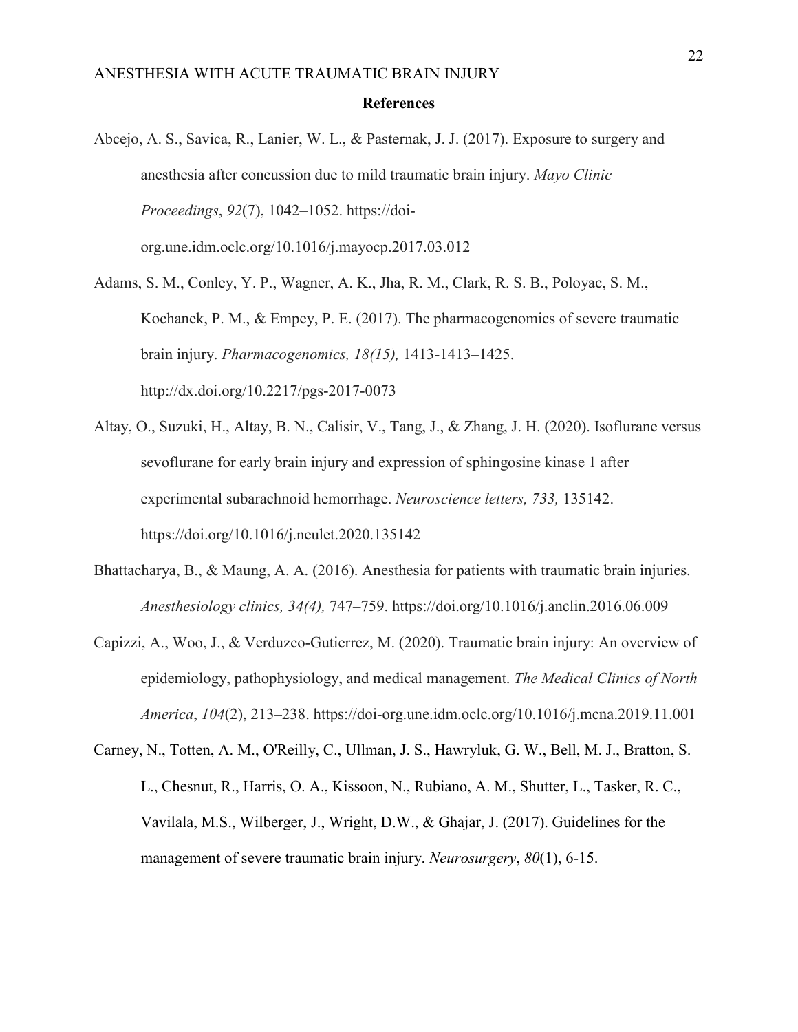# References

Abcejo, A. S., Savica, R., Lanier, W. L., & Pasternak, J. J. (2017). Exposure to surgery and anesthesia after concussion due to mild traumatic brain injury. *Mayo Clinic Proceedings*, *92*(7), 1042–1052. https://doi-org.une.idm.oclc.org/10.1016/j.mayocp.2017.03.012

Adams, S. M., Conley, Y. P., Wagner, A. K., Jha, R. M., Clark, R. S. B., Poloyac, S. M., Kochanek, P. M., & Empey, P. E. (2017). The pharmacogenomics of severe traumatic brain injury. *Pharmacogenomics, 18(15),* 1413-1413–1425. http://dx.doi.org/10.2217/pgs-2017-0073

Altay, O., Suzuki, H., Altay, B. N., Calisir, V., Tang, J., & Zhang, J. H. (2020). Isoflurane versus sevoflurane for early brain injury and expression of sphingosine kinase 1 after experimental subarachnoid hemorrhage. *Neuroscience letters, 733,* 135142. https://doi.org/10.1016/j.neulet.2020.135142

Bhattacharya, B., & Maung, A. A. (2016). Anesthesia for patients with traumatic brain injuries. *Anesthesiology clinics, 34(4),* 747–759. https://doi.org/10.1016/j.anclin.2016.06.009

Capizzi, A., Woo, J., & Verduzco-Gutierrez, M. (2020). Traumatic brain injury: An overview of epidemiology, pathophysiology, and medical management. *The Medical Clinics of North America*, *104*(2), 213–238. https://doi-org.une.idm.oclc.org/10.1016/j.mcna.2019.11.001

Carney, N., Totten, A. M., O'Reilly, C., Ullman, J. S., Hawryluk, G. W., Bell, M. J., Bratton, S. L., Chesnut, R., Harris, O. A., Kissoon, N., Rubiano, A. M., Shutter, L., Tasker, R. C., Vavilala, M.S., Wilberger, J., Wright, D.W., & Ghajar, J. (2017). Guidelines for the management of severe traumatic brain injury. *Neurosurgery*, *80*(1), 6-15.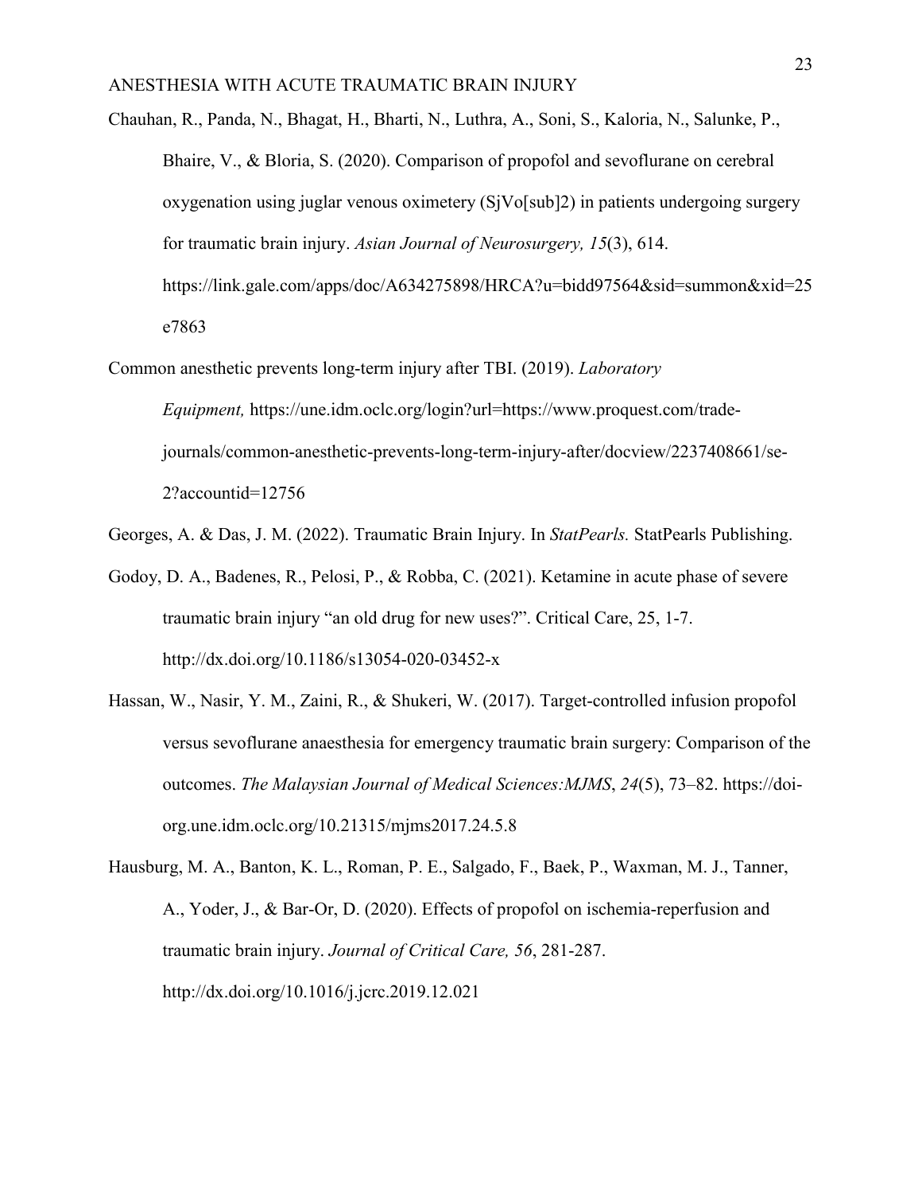Chauhan, R., Panda, N., Bhagat, H., Bharti, N., Luthra, A., Soni, S., Kaloria, N., Salunke, P., Bhaire, V., & Bloria, S. (2020). Comparison of propofol and sevoflurane on cerebral oxygenation using juglar venous oximetery (SjVo[sub]2) in patients undergoing surgery for traumatic brain injury. *Asian Journal of Neurosurgery, 15*(3), 614. https://link.gale.com/apps/doc/A634275898/HRCA?u=bidd97564&sid=summon&xid=25e7863

Common anesthetic prevents long-term injury after TBI. (2019). *Laboratory Equipment,* https://une.idm.oclc.org/login?url=https://www.proquest.com/trade-journals/common-anesthetic-prevents-long-term-injury-after/docview/2237408661/se-2?accountid=12756

Georges, A. & Das, J. M. (2022). Traumatic Brain Injury. In *StatPearls.* StatPearls Publishing.

Godoy, D. A., Badenes, R., Pelosi, P., & Robba, C. (2021). Ketamine in acute phase of severe traumatic brain injury "an old drug for new uses?". Critical Care, 25, 1-7. http://dx.doi.org/10.1186/s13054-020-03452-x

Hassan, W., Nasir, Y. M., Zaini, R., & Shukeri, W. (2017). Target-controlled infusion propofol versus sevoflurane anaesthesia for emergency traumatic brain surgery: Comparison of the outcomes. *The Malaysian Journal of Medical Sciences:MJMS*, *24*(5), 73–82. https://doi-org.une.idm.oclc.org/10.21315/mjms2017.24.5.8

Hausburg, M. A., Banton, K. L., Roman, P. E., Salgado, F., Baek, P., Waxman, M. J., Tanner, A., Yoder, J., & Bar-Or, D. (2020). Effects of propofol on ischemia-reperfusion and traumatic brain injury. *Journal of Critical Care, 56*, 281-287. http://dx.doi.org/10.1016/j.jcrc.2019.12.021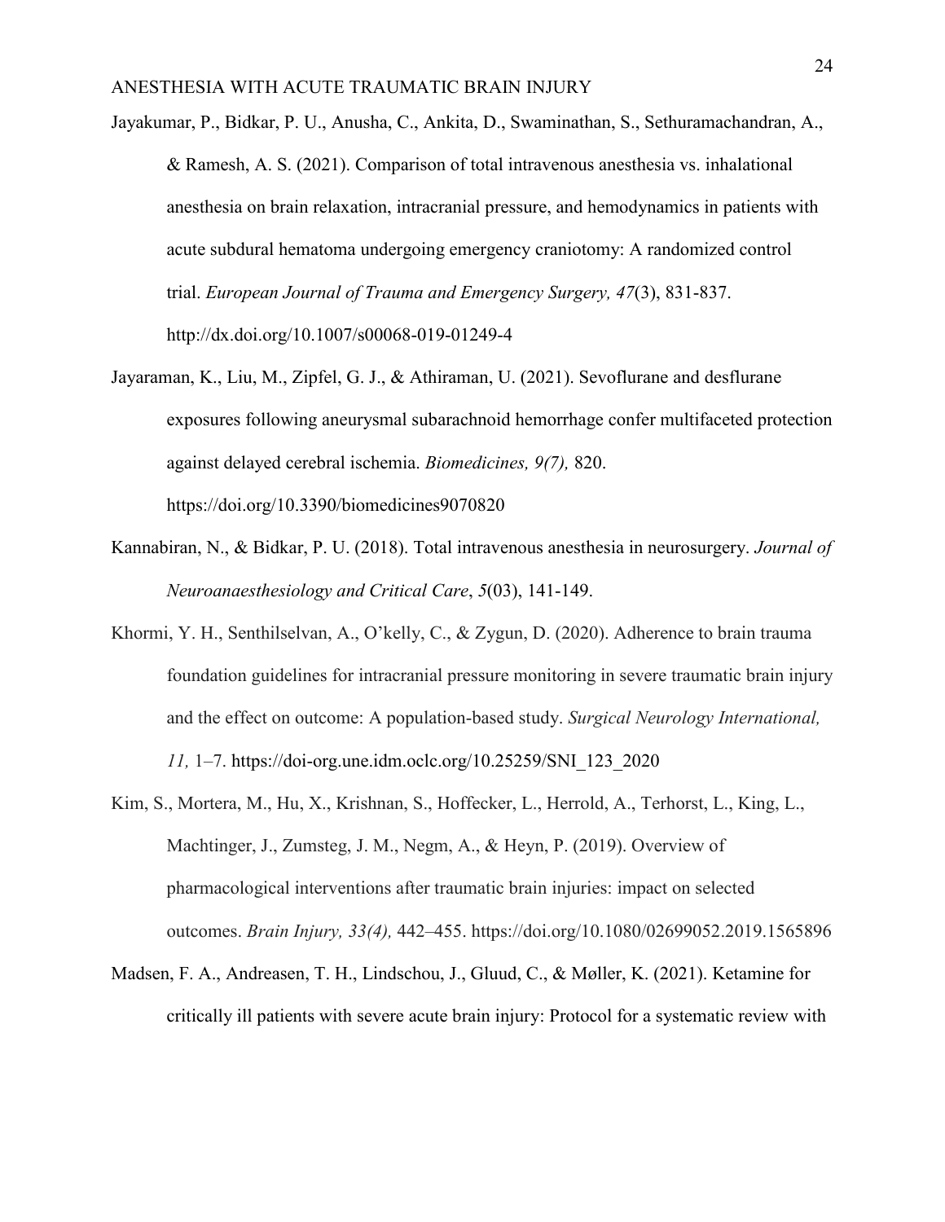Jayakumar, P., Bidkar, P. U., Anusha, C., Ankita, D., Swaminathan, S., Sethuramachandran, A., & Ramesh, A. S. (2021). Comparison of total intravenous anesthesia vs. inhalational anesthesia on brain relaxation, intracranial pressure, and hemodynamics in patients with acute subdural hematoma undergoing emergency craniotomy: A randomized control trial. *European Journal of Trauma and Emergency Surgery, 47*(3), 831-837. http://dx.doi.org/10.1007/s00068-019-01249-4

Jayaraman, K., Liu, M., Zipfel, G. J., & Athiraman, U. (2021). Sevoflurane and desflurane exposures following aneurysmal subarachnoid hemorrhage confer multifaceted protection against delayed cerebral ischemia. *Biomedicines, 9(7),* 820. https://doi.org/10.3390/biomedicines9070820

Kannabiran, N., & Bidkar, P. U. (2018). Total intravenous anesthesia in neurosurgery. *Journal of Neuroanaesthesiology and Critical Care*, *5*(03), 141-149.

Khormi, Y. H., Senthilselvan, A., O'kelly, C., & Zygun, D. (2020). Adherence to brain trauma foundation guidelines for intracranial pressure monitoring in severe traumatic brain injury and the effect on outcome: A population-based study. *Surgical Neurology International, 11,* 1–7. https://doi-org.une.idm.oclc.org/10.25259/SNI_123_2020

Kim, S., Mortera, M., Hu, X., Krishnan, S., Hoffecker, L., Herrold, A., Terhorst, L., King, L., Machtinger, J., Zumsteg, J. M., Negm, A., & Heyn, P. (2019). Overview of pharmacological interventions after traumatic brain injuries: impact on selected outcomes. *Brain Injury, 33(4),* 442–455. https://doi.org/10.1080/02699052.2019.1565896

Madsen, F. A., Andreasen, T. H., Lindschou, J., Gluud, C., & Møller, K. (2021). Ketamine for critically ill patients with severe acute brain injury: Protocol for a systematic review with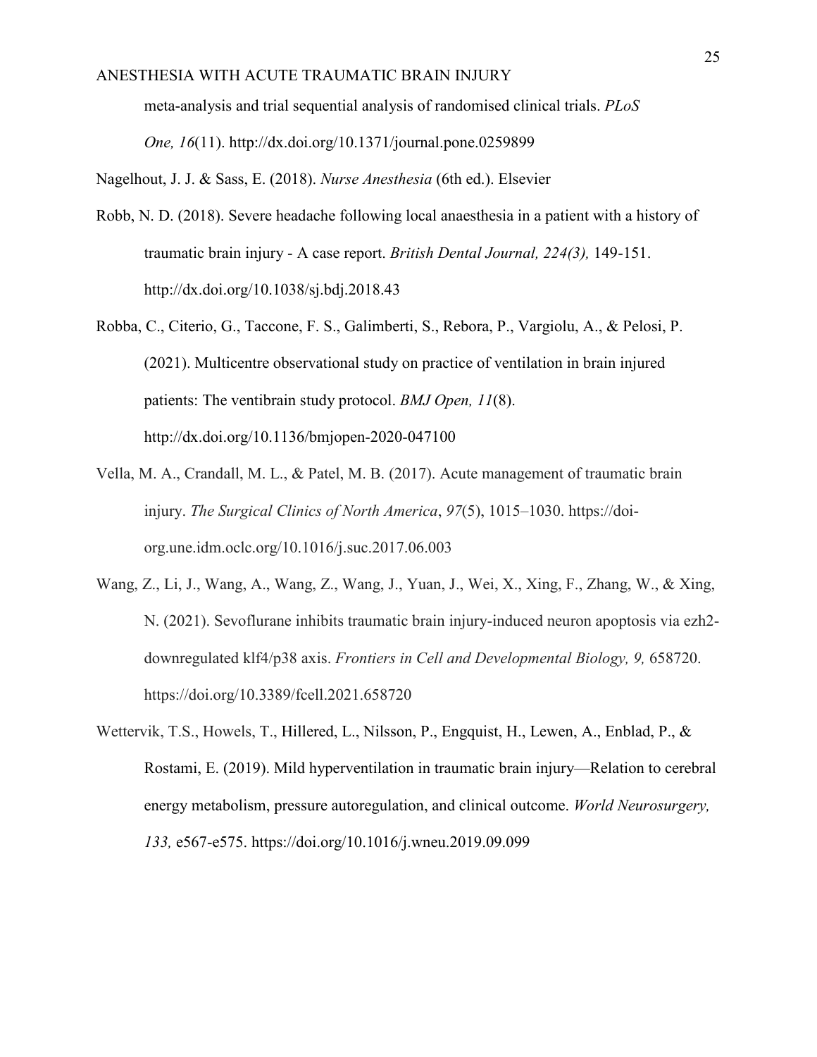meta-analysis and trial sequential analysis of randomised clinical trials. *PLoS One, 16*(11). http://dx.doi.org/10.1371/journal.pone.0259899

Nagelhout, J. J. & Sass, E. (2018). *Nurse Anesthesia* (6th ed.). Elsevier

Robb, N. D. (2018). Severe headache following local anaesthesia in a patient with a history of traumatic brain injury - A case report. *British Dental Journal, 224(3),* 149-151. http://dx.doi.org/10.1038/sj.bdj.2018.43

Robba, C., Citerio, G., Taccone, F. S., Galimberti, S., Rebora, P., Vargiolu, A., & Pelosi, P. (2021). Multicentre observational study on practice of ventilation in brain injured patients: The ventibrain study protocol. *BMJ Open, 11*(8). http://dx.doi.org/10.1136/bmjopen-2020-047100

Vella, M. A., Crandall, M. L., & Patel, M. B. (2017). Acute management of traumatic brain injury. *The Surgical Clinics of North America*, *97*(5), 1015–1030. https://doi-org.une.idm.oclc.org/10.1016/j.suc.2017.06.003

Wang, Z., Li, J., Wang, A., Wang, Z., Wang, J., Yuan, J., Wei, X., Xing, F., Zhang, W., & Xing, N. (2021). Sevoflurane inhibits traumatic brain injury-induced neuron apoptosis via ezh2-downregulated klf4/p38 axis. *Frontiers in Cell and Developmental Biology, 9,* 658720. https://doi.org/10.3389/fcell.2021.658720

Wettervik, T.S., Howels, T., Hillered, L., Nilsson, P., Engquist, H., Lewen, A., Enblad, P., & Rostami, E. (2019). Mild hyperventilation in traumatic brain injury—Relation to cerebral energy metabolism, pressure autoregulation, and clinical outcome. *World Neurosurgery, 133,* e567-e575. https://doi.org/10.1016/j.wneu.2019.09.099